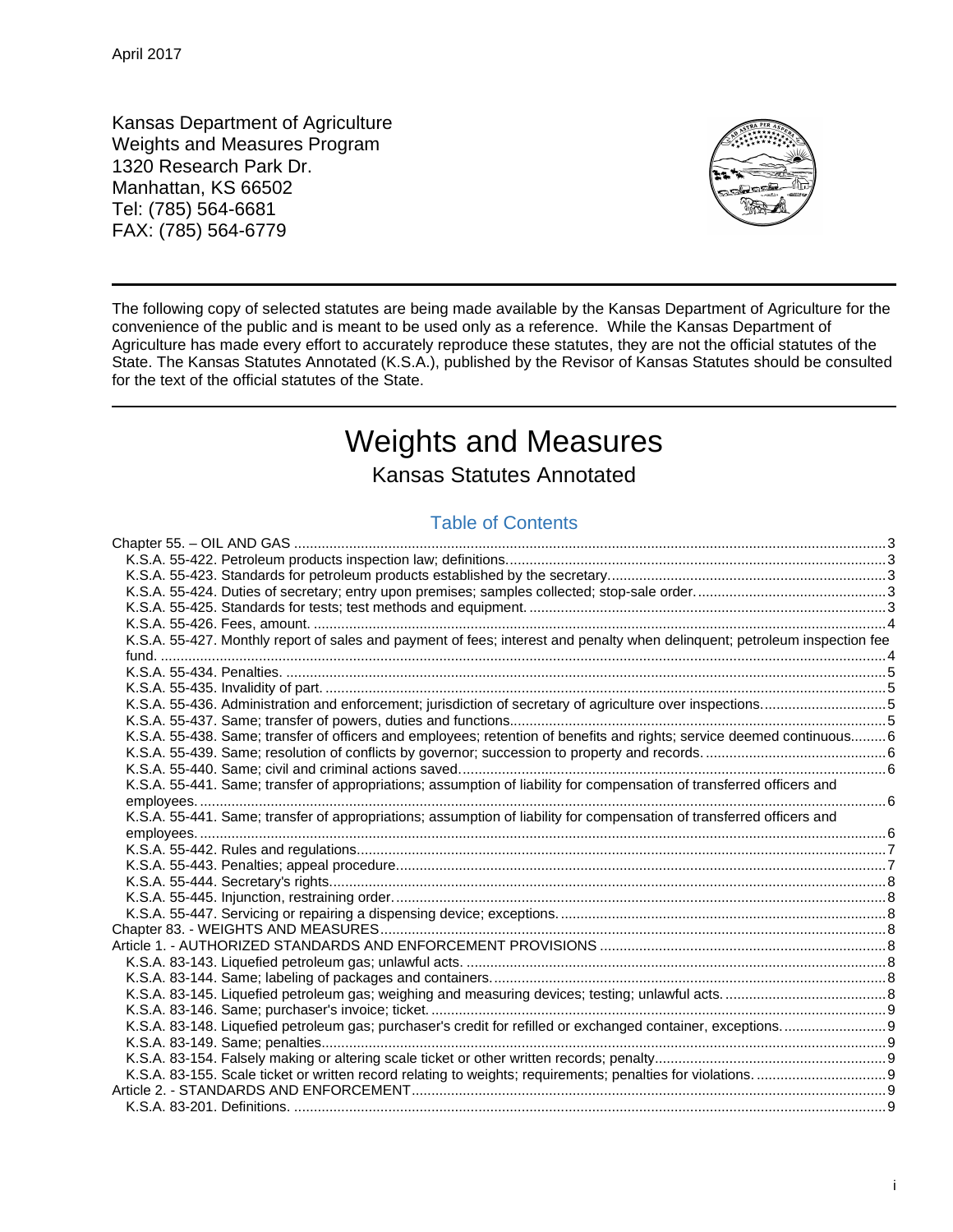April 2017

Kansas Department of Agriculture
Weights and Measures Program
1320 Research Park Dr.
Manhattan, KS 66502
Tel: (785) 564-6681
FAX: (785) 564-6779

---

The following copy of selected statutes are being made available by the Kansas Department of Agriculture for the convenience of the public and is meant to be used only as a reference. While the Kansas Department of Agriculture has made every effort to accurately reproduce these statutes, they are not the official statutes of the State. The Kansas Statutes Annotated (K.S.A.), published by the Revisor of Kansas Statutes should be consulted for the text of the official statutes of the State.

---

# Weights and Measures

## Kansas Statutes Annotated

### Table of Contents

Chapter 55. – OIL AND GAS ..... 3
- K.S.A. 55-422. Petroleum products inspection law; definitions. ..... 3
- K.S.A. 55-423. Standards for petroleum products established by the secretary. ..... 3
- K.S.A. 55-424. Duties of secretary; entry upon premises; samples collected; stop-sale order. ..... 3
- K.S.A. 55-425. Standards for tests; test methods and equipment. ..... 3
- K.S.A. 55-426. Fees, amount. ..... 4
- K.S.A. 55-427. Monthly report of sales and payment of fees; interest and penalty when delinquent; petroleum inspection fee fund. ..... 4
- K.S.A. 55-434. Penalties. ..... 5
- K.S.A. 55-435. Invalidity of part. ..... 5
- K.S.A. 55-436. Administration and enforcement; jurisdiction of secretary of agriculture over inspections. ..... 5
- K.S.A. 55-437. Same; transfer of powers, duties and functions. ..... 5
- K.S.A. 55-438. Same; transfer of officers and employees; retention of benefits and rights; service deemed continuous. ..... 6
- K.S.A. 55-439. Same; resolution of conflicts by governor; succession to property and records. ..... 6
- K.S.A. 55-440. Same; civil and criminal actions saved. ..... 6
- K.S.A. 55-441. Same; transfer of appropriations; assumption of liability for compensation of transferred officers and employees. ..... 6
- K.S.A. 55-441. Same; transfer of appropriations; assumption of liability for compensation of transferred officers and employees. ..... 6
- K.S.A. 55-442. Rules and regulations. ..... 7
- K.S.A. 55-443. Penalties; appeal procedure. ..... 7
- K.S.A. 55-444. Secretary's rights. ..... 8
- K.S.A. 55-445. Injunction, restraining order. ..... 8
- K.S.A. 55-447. Servicing or repairing a dispensing device; exceptions. ..... 8

Chapter 83. - WEIGHTS AND MEASURES ..... 8

Article 1. - AUTHORIZED STANDARDS AND ENFORCEMENT PROVISIONS ..... 8
- K.S.A. 83-143. Liquefied petroleum gas; unlawful acts. ..... 8
- K.S.A. 83-144. Same; labeling of packages and containers. ..... 8
- K.S.A. 83-145. Liquefied petroleum gas; weighing and measuring devices; testing; unlawful acts. ..... 8
- K.S.A. 83-146. Same; purchaser's invoice; ticket. ..... 9
- K.S.A. 83-148. Liquefied petroleum gas; purchaser's credit for refilled or exchanged container, exceptions. ..... 9
- K.S.A. 83-149. Same; penalties. ..... 9
- K.S.A. 83-154. Falsely making or altering scale ticket or other written records; penalty. ..... 9
- K.S.A. 83-155. Scale ticket or written record relating to weights; requirements; penalties for violations. ..... 9

Article 2. - STANDARDS AND ENFORCEMENT ..... 9
- K.S.A. 83-201. Definitions. ..... 9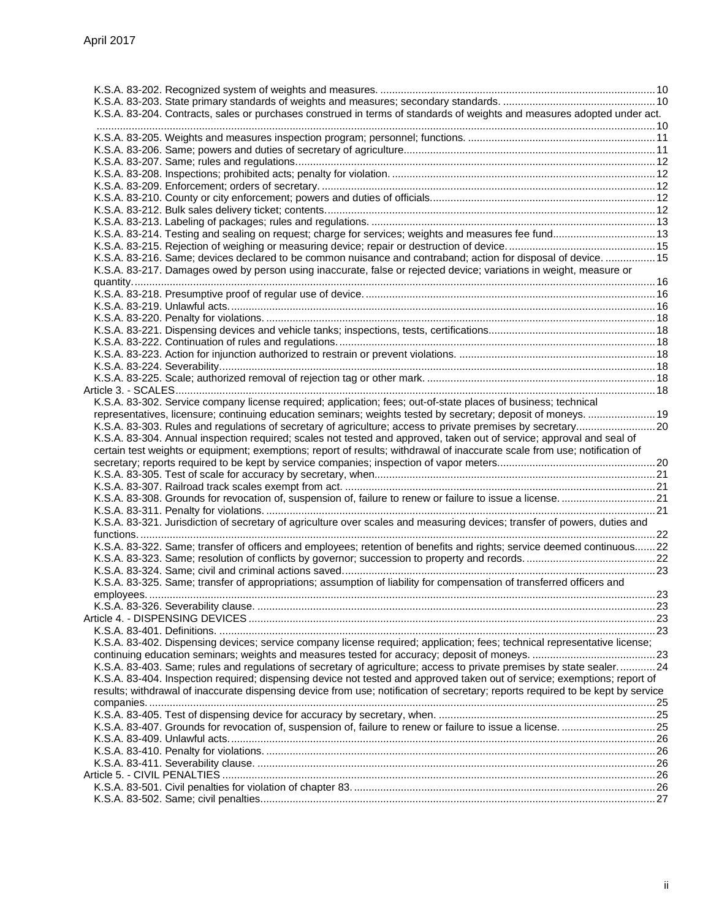K.S.A. 83-202. Recognized system of weights and measures. 10
K.S.A. 83-203. State primary standards of weights and measures; secondary standards. 10
K.S.A. 83-204. Contracts, sales or purchases construed in terms of standards of weights and measures adopted under act. 10
K.S.A. 83-205. Weights and measures inspection program; personnel; functions. 11
K.S.A. 83-206. Same; powers and duties of secretary of agriculture. 11
K.S.A. 83-207. Same; rules and regulations. 12
K.S.A. 83-208. Inspections; prohibited acts; penalty for violation. 12
K.S.A. 83-209. Enforcement; orders of secretary. 12
K.S.A. 83-210. County or city enforcement; powers and duties of officials. 12
K.S.A. 83-212. Bulk sales delivery ticket; contents. 12
K.S.A. 83-213. Labeling of packages; rules and regulations. 13
K.S.A. 83-214. Testing and sealing on request; charge for services; weights and measures fee fund. 13
K.S.A. 83-215. Rejection of weighing or measuring device; repair or destruction of device. 15
K.S.A. 83-216. Same; devices declared to be common nuisance and contraband; action for disposal of device. 15
K.S.A. 83-217. Damages owed by person using inaccurate, false or rejected device; variations in weight, measure or quantity. 16
K.S.A. 83-218. Presumptive proof of regular use of device. 16
K.S.A. 83-219. Unlawful acts. 16
K.S.A. 83-220. Penalty for violations. 18
K.S.A. 83-221. Dispensing devices and vehicle tanks; inspections, tests, certifications. 18
K.S.A. 83-222. Continuation of rules and regulations. 18
K.S.A. 83-223. Action for injunction authorized to restrain or prevent violations. 18
K.S.A. 83-224. Severability. 18
K.S.A. 83-225. Scale; authorized removal of rejection tag or other mark. 18

Article 3. - SCALES 18
K.S.A. 83-302. Service company license required; application; fees; out-of-state places of business; technical representatives, licensure; continuing education seminars; weights tested by secretary; deposit of moneys. 19
K.S.A. 83-303. Rules and regulations of secretary of agriculture; access to private premises by secretary. 20
K.S.A. 83-304. Annual inspection required; scales not tested and approved, taken out of service; approval and seal of certain test weights or equipment; exemptions; report of results; withdrawal of inaccurate scale from use; notification of secretary; reports required to be kept by service companies; inspection of vapor meters. 20
K.S.A. 83-305. Test of scale for accuracy by secretary, when. 21
K.S.A. 83-307. Railroad track scales exempt from act. 21
K.S.A. 83-308. Grounds for revocation of, suspension of, failure to renew or failure to issue a license. 21
K.S.A. 83-311. Penalty for violations. 21
K.S.A. 83-321. Jurisdiction of secretary of agriculture over scales and measuring devices; transfer of powers, duties and functions. 22
K.S.A. 83-322. Same; transfer of officers and employees; retention of benefits and rights; service deemed continuous. 22
K.S.A. 83-323. Same; resolution of conflicts by governor; succession to property and records. 22
K.S.A. 83-324. Same; civil and criminal actions saved. 23
K.S.A. 83-325. Same; transfer of appropriations; assumption of liability for compensation of transferred officers and employees. 23
K.S.A. 83-326. Severability clause. 23

Article 4. - DISPENSING DEVICES 23
K.S.A. 83-401. Definitions. 23
K.S.A. 83-402. Dispensing devices; service company license required; application; fees; technical representative license; continuing education seminars; weights and measures tested for accuracy; deposit of moneys. 23
K.S.A. 83-403. Same; rules and regulations of secretary of agriculture; access to private premises by state sealer. 24
K.S.A. 83-404. Inspection required; dispensing device not tested and approved taken out of service; exemptions; report of results; withdrawal of inaccurate dispensing device from use; notification of secretary; reports required to be kept by service companies. 25
K.S.A. 83-405. Test of dispensing device for accuracy by secretary, when. 25
K.S.A. 83-407. Grounds for revocation of, suspension of, failure to renew or failure to issue a license. 25
K.S.A. 83-409. Unlawful acts. 26
K.S.A. 83-410. Penalty for violations. 26
K.S.A. 83-411. Severability clause. 26

Article 5. - CIVIL PENALTIES 26
K.S.A. 83-501. Civil penalties for violation of chapter 83. 26
K.S.A. 83-502. Same; civil penalties. 27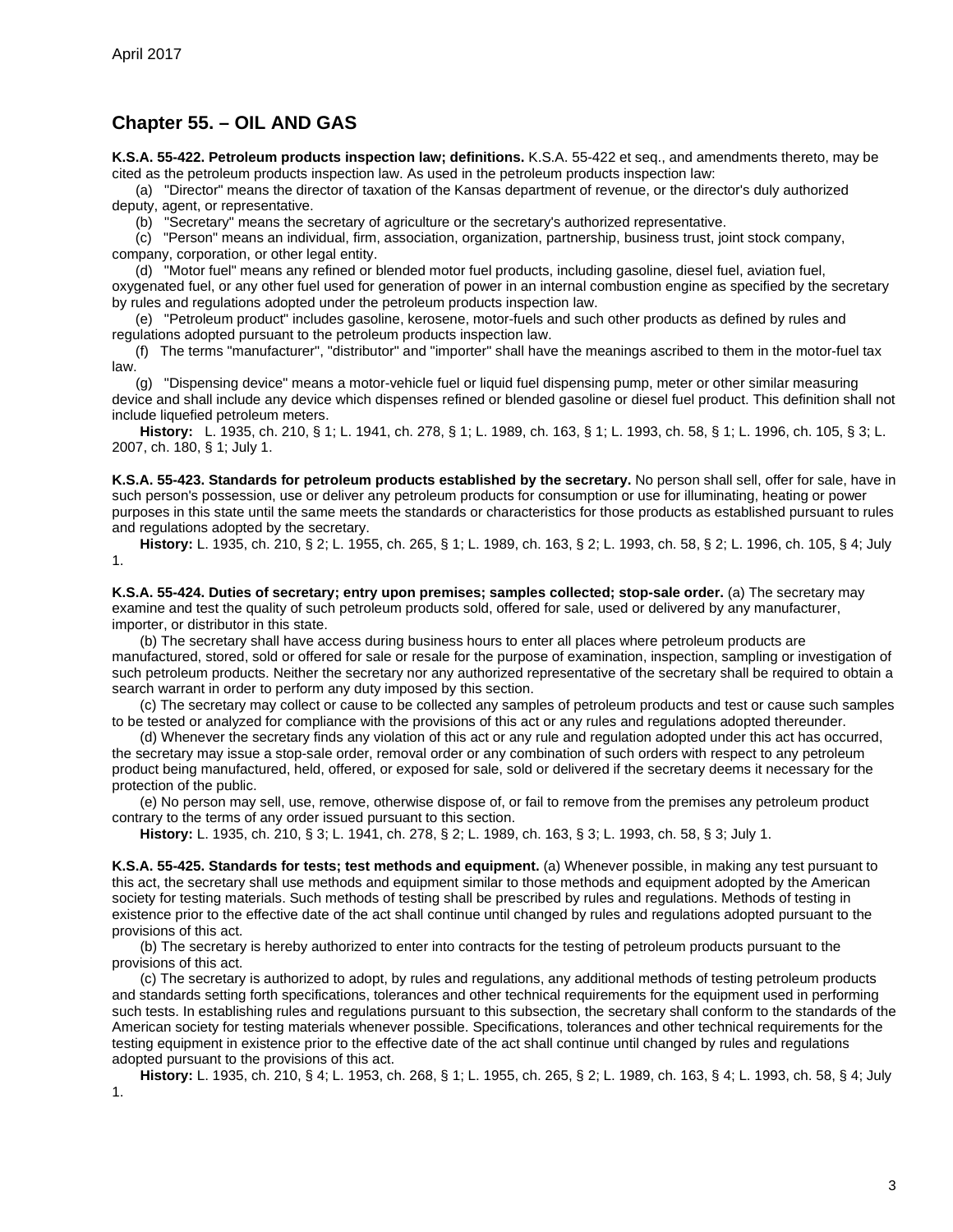## Chapter 55. – OIL AND GAS

**K.S.A. 55-422. Petroleum products inspection law; definitions.** K.S.A. 55-422 et seq., and amendments thereto, may be cited as the petroleum products inspection law. As used in the petroleum products inspection law:

(a) "Director" means the director of taxation of the Kansas department of revenue, or the director's duly authorized deputy, agent, or representative.

(b) "Secretary" means the secretary of agriculture or the secretary's authorized representative.

(c) "Person" means an individual, firm, association, organization, partnership, business trust, joint stock company, company, corporation, or other legal entity.

(d) "Motor fuel" means any refined or blended motor fuel products, including gasoline, diesel fuel, aviation fuel, oxygenated fuel, or any other fuel used for generation of power in an internal combustion engine as specified by the secretary by rules and regulations adopted under the petroleum products inspection law.

(e) "Petroleum product" includes gasoline, kerosene, motor-fuels and such other products as defined by rules and regulations adopted pursuant to the petroleum products inspection law.

(f) The terms "manufacturer", "distributor" and "importer" shall have the meanings ascribed to them in the motor-fuel tax law.

(g) "Dispensing device" means a motor-vehicle fuel or liquid fuel dispensing pump, meter or other similar measuring device and shall include any device which dispenses refined or blended gasoline or diesel fuel product. This definition shall not include liquefied petroleum meters.

**History:** L. 1935, ch. 210, § 1; L. 1941, ch. 278, § 1; L. 1989, ch. 163, § 1; L. 1993, ch. 58, § 1; L. 1996, ch. 105, § 3; L. 2007, ch. 180, § 1; July 1.

**K.S.A. 55-423. Standards for petroleum products established by the secretary.** No person shall sell, offer for sale, have in such person's possession, use or deliver any petroleum products for consumption or use for illuminating, heating or power purposes in this state until the same meets the standards or characteristics for those products as established pursuant to rules and regulations adopted by the secretary.

**History:** L. 1935, ch. 210, § 2; L. 1955, ch. 265, § 1; L. 1989, ch. 163, § 2; L. 1993, ch. 58, § 2; L. 1996, ch. 105, § 4; July 1.

**K.S.A. 55-424. Duties of secretary; entry upon premises; samples collected; stop-sale order.** (a) The secretary may examine and test the quality of such petroleum products sold, offered for sale, used or delivered by any manufacturer, importer, or distributor in this state.

(b) The secretary shall have access during business hours to enter all places where petroleum products are manufactured, stored, sold or offered for sale or resale for the purpose of examination, inspection, sampling or investigation of such petroleum products. Neither the secretary nor any authorized representative of the secretary shall be required to obtain a search warrant in order to perform any duty imposed by this section.

(c) The secretary may collect or cause to be collected any samples of petroleum products and test or cause such samples to be tested or analyzed for compliance with the provisions of this act or any rules and regulations adopted thereunder.

(d) Whenever the secretary finds any violation of this act or any rule and regulation adopted under this act has occurred, the secretary may issue a stop-sale order, removal order or any combination of such orders with respect to any petroleum product being manufactured, held, offered, or exposed for sale, sold or delivered if the secretary deems it necessary for the protection of the public.

(e) No person may sell, use, remove, otherwise dispose of, or fail to remove from the premises any petroleum product contrary to the terms of any order issued pursuant to this section.

**History:** L. 1935, ch. 210, § 3; L. 1941, ch. 278, § 2; L. 1989, ch. 163, § 3; L. 1993, ch. 58, § 3; July 1.

**K.S.A. 55-425. Standards for tests; test methods and equipment.** (a) Whenever possible, in making any test pursuant to this act, the secretary shall use methods and equipment similar to those methods and equipment adopted by the American society for testing materials. Such methods of testing shall be prescribed by rules and regulations. Methods of testing in existence prior to the effective date of the act shall continue until changed by rules and regulations adopted pursuant to the provisions of this act.

(b) The secretary is hereby authorized to enter into contracts for the testing of petroleum products pursuant to the provisions of this act.

(c) The secretary is authorized to adopt, by rules and regulations, any additional methods of testing petroleum products and standards setting forth specifications, tolerances and other technical requirements for the equipment used in performing such tests. In establishing rules and regulations pursuant to this subsection, the secretary shall conform to the standards of the American society for testing materials whenever possible. Specifications, tolerances and other technical requirements for the testing equipment in existence prior to the effective date of the act shall continue until changed by rules and regulations adopted pursuant to the provisions of this act.

**History:** L. 1935, ch. 210, § 4; L. 1953, ch. 268, § 1; L. 1955, ch. 265, § 2; L. 1989, ch. 163, § 4; L. 1993, ch. 58, § 4; July 1.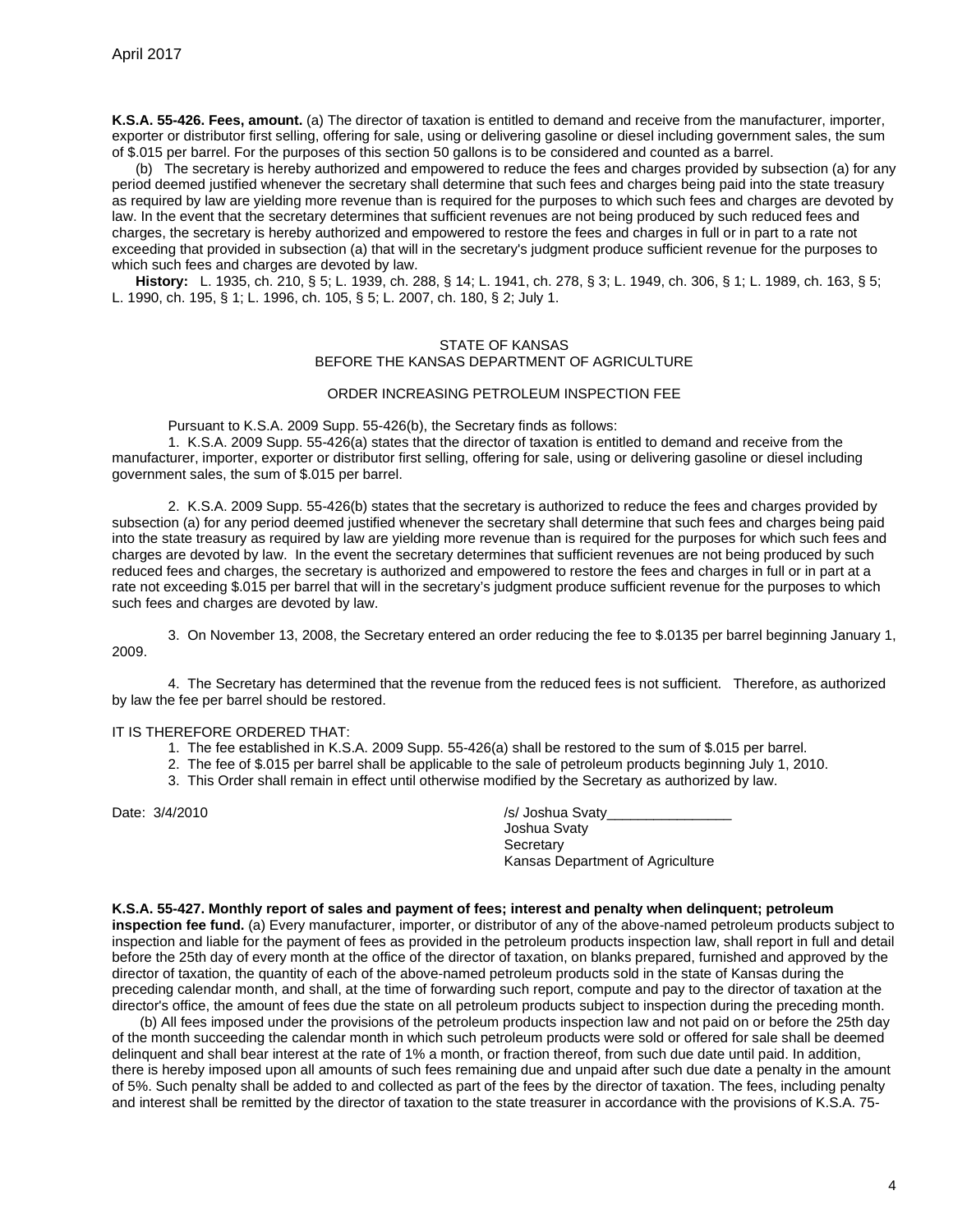**K.S.A. 55-426. Fees, amount.** (a) The director of taxation is entitled to demand and receive from the manufacturer, importer, exporter or distributor first selling, offering for sale, using or delivering gasoline or diesel including government sales, the sum of $.015 per barrel. For the purposes of this section 50 gallons is to be considered and counted as a barrel.

(b) The secretary is hereby authorized and empowered to reduce the fees and charges provided by subsection (a) for any period deemed justified whenever the secretary shall determine that such fees and charges being paid into the state treasury as required by law are yielding more revenue than is required for the purposes to which such fees and charges are devoted by law. In the event that the secretary determines that sufficient revenues are not being produced by such reduced fees and charges, the secretary is hereby authorized and empowered to restore the fees and charges in full or in part to a rate not exceeding that provided in subsection (a) that will in the secretary's judgment produce sufficient revenue for the purposes to which such fees and charges are devoted by law.

**History:** L. 1935, ch. 210, § 5; L. 1939, ch. 288, § 14; L. 1941, ch. 278, § 3; L. 1949, ch. 306, § 1; L. 1989, ch. 163, § 5; L. 1990, ch. 195, § 1; L. 1996, ch. 105, § 5; L. 2007, ch. 180, § 2; July 1.

STATE OF KANSAS
BEFORE THE KANSAS DEPARTMENT OF AGRICULTURE

ORDER INCREASING PETROLEUM INSPECTION FEE

Pursuant to K.S.A. 2009 Supp. 55-426(b), the Secretary finds as follows:

1. K.S.A. 2009 Supp. 55-426(a) states that the director of taxation is entitled to demand and receive from the manufacturer, importer, exporter or distributor first selling, offering for sale, using or delivering gasoline or diesel including government sales, the sum of $.015 per barrel.

2. K.S.A. 2009 Supp. 55-426(b) states that the secretary is authorized to reduce the fees and charges provided by subsection (a) for any period deemed justified whenever the secretary shall determine that such fees and charges being paid into the state treasury as required by law are yielding more revenue than is required for the purposes for which such fees and charges are devoted by law. In the event the secretary determines that sufficient revenues are not being produced by such reduced fees and charges, the secretary is authorized and empowered to restore the fees and charges in full or in part at a rate not exceeding $.015 per barrel that will in the secretary's judgment produce sufficient revenue for the purposes to which such fees and charges are devoted by law.

3. On November 13, 2008, the Secretary entered an order reducing the fee to $.0135 per barrel beginning January 1, 2009.

4. The Secretary has determined that the revenue from the reduced fees is not sufficient. Therefore, as authorized by law the fee per barrel should be restored.

IT IS THEREFORE ORDERED THAT:

1. The fee established in K.S.A. 2009 Supp. 55-426(a) shall be restored to the sum of $.015 per barrel.
2. The fee of $.015 per barrel shall be applicable to the sale of petroleum products beginning July 1, 2010.
3. This Order shall remain in effect until otherwise modified by the Secretary as authorized by law.

Date: 3/4/2010

/s/ Joshua Svaty________________
Joshua Svaty
Secretary
Kansas Department of Agriculture

**K.S.A. 55-427. Monthly report of sales and payment of fees; interest and penalty when delinquent; petroleum inspection fee fund.** (a) Every manufacturer, importer, or distributor of any of the above-named petroleum products subject to inspection and liable for the payment of fees as provided in the petroleum products inspection law, shall report in full and detail before the 25th day of every month at the office of the director of taxation, on blanks prepared, furnished and approved by the director of taxation, the quantity of each of the above-named petroleum products sold in the state of Kansas during the preceding calendar month, and shall, at the time of forwarding such report, compute and pay to the director of taxation at the director's office, the amount of fees due the state on all petroleum products subject to inspection during the preceding month.

(b) All fees imposed under the provisions of the petroleum products inspection law and not paid on or before the 25th day of the month succeeding the calendar month in which such petroleum products were sold or offered for sale shall be deemed delinquent and shall bear interest at the rate of 1% a month, or fraction thereof, from such due date until paid. In addition, there is hereby imposed upon all amounts of such fees remaining due and unpaid after such due date a penalty in the amount of 5%. Such penalty shall be added to and collected as part of the fees by the director of taxation. The fees, including penalty and interest shall be remitted by the director of taxation to the state treasurer in accordance with the provisions of K.S.A. 75-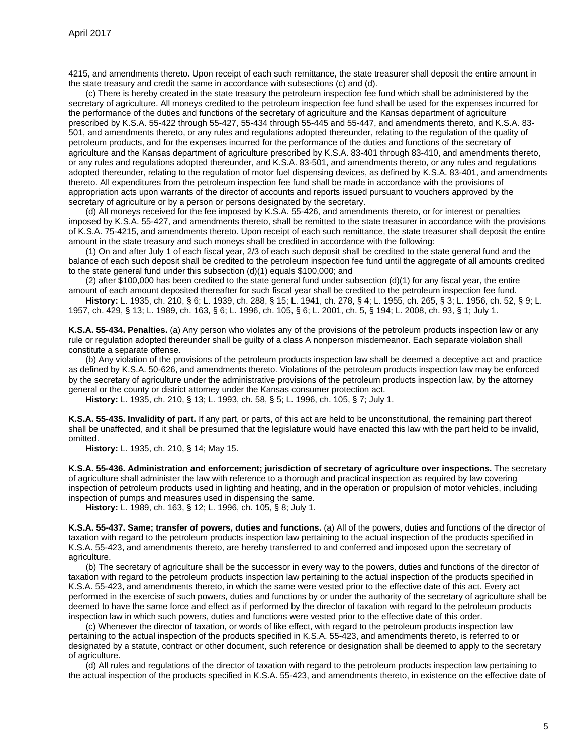4215, and amendments thereto. Upon receipt of each such remittance, the state treasurer shall deposit the entire amount in the state treasury and credit the same in accordance with subsections (c) and (d).

(c) There is hereby created in the state treasury the petroleum inspection fee fund which shall be administered by the secretary of agriculture. All moneys credited to the petroleum inspection fee fund shall be used for the expenses incurred for the performance of the duties and functions of the secretary of agriculture and the Kansas department of agriculture prescribed by K.S.A. 55-422 through 55-427, 55-434 through 55-445 and 55-447, and amendments thereto, and K.S.A. 83-501, and amendments thereto, or any rules and regulations adopted thereunder, relating to the regulation of the quality of petroleum products, and for the expenses incurred for the performance of the duties and functions of the secretary of agriculture and the Kansas department of agriculture prescribed by K.S.A. 83-401 through 83-410, and amendments thereto, or any rules and regulations adopted thereunder, and K.S.A. 83-501, and amendments thereto, or any rules and regulations adopted thereunder, relating to the regulation of motor fuel dispensing devices, as defined by K.S.A. 83-401, and amendments thereto. All expenditures from the petroleum inspection fee fund shall be made in accordance with the provisions of appropriation acts upon warrants of the director of accounts and reports issued pursuant to vouchers approved by the secretary of agriculture or by a person or persons designated by the secretary.

(d) All moneys received for the fee imposed by K.S.A. 55-426, and amendments thereto, or for interest or penalties imposed by K.S.A. 55-427, and amendments thereto, shall be remitted to the state treasurer in accordance with the provisions of K.S.A. 75-4215, and amendments thereto. Upon receipt of each such remittance, the state treasurer shall deposit the entire amount in the state treasury and such moneys shall be credited in accordance with the following:

(1) On and after July 1 of each fiscal year, 2/3 of each such deposit shall be credited to the state general fund and the balance of each such deposit shall be credited to the petroleum inspection fee fund until the aggregate of all amounts credited to the state general fund under this subsection (d)(1) equals $100,000; and

(2) after $100,000 has been credited to the state general fund under subsection (d)(1) for any fiscal year, the entire amount of each amount deposited thereafter for such fiscal year shall be credited to the petroleum inspection fee fund.

**History:** L. 1935, ch. 210, § 6; L. 1939, ch. 288, § 15; L. 1941, ch. 278, § 4; L. 1955, ch. 265, § 3; L. 1956, ch. 52, § 9; L. 1957, ch. 429, § 13; L. 1989, ch. 163, § 6; L. 1996, ch. 105, § 6; L. 2001, ch. 5, § 194; L. 2008, ch. 93, § 1; July 1.

**K.S.A. 55-434. Penalties.** (a) Any person who violates any of the provisions of the petroleum products inspection law or any rule or regulation adopted thereunder shall be guilty of a class A nonperson misdemeanor. Each separate violation shall constitute a separate offense.

(b) Any violation of the provisions of the petroleum products inspection law shall be deemed a deceptive act and practice as defined by K.S.A. 50-626, and amendments thereto. Violations of the petroleum products inspection law may be enforced by the secretary of agriculture under the administrative provisions of the petroleum products inspection law, by the attorney general or the county or district attorney under the Kansas consumer protection act.

**History:** L. 1935, ch. 210, § 13; L. 1993, ch. 58, § 5; L. 1996, ch. 105, § 7; July 1.

**K.S.A. 55-435. Invalidity of part.** If any part, or parts, of this act are held to be unconstitutional, the remaining part thereof shall be unaffected, and it shall be presumed that the legislature would have enacted this law with the part held to be invalid, omitted.

**History:** L. 1935, ch. 210, § 14; May 15.

**K.S.A. 55-436. Administration and enforcement; jurisdiction of secretary of agriculture over inspections.** The secretary of agriculture shall administer the law with reference to a thorough and practical inspection as required by law covering inspection of petroleum products used in lighting and heating, and in the operation or propulsion of motor vehicles, including inspection of pumps and measures used in dispensing the same.

**History:** L. 1989, ch. 163, § 12; L. 1996, ch. 105, § 8; July 1.

**K.S.A. 55-437. Same; transfer of powers, duties and functions.** (a) All of the powers, duties and functions of the director of taxation with regard to the petroleum products inspection law pertaining to the actual inspection of the products specified in K.S.A. 55-423, and amendments thereto, are hereby transferred to and conferred and imposed upon the secretary of agriculture.

(b) The secretary of agriculture shall be the successor in every way to the powers, duties and functions of the director of taxation with regard to the petroleum products inspection law pertaining to the actual inspection of the products specified in K.S.A. 55-423, and amendments thereto, in which the same were vested prior to the effective date of this act. Every act performed in the exercise of such powers, duties and functions by or under the authority of the secretary of agriculture shall be deemed to have the same force and effect as if performed by the director of taxation with regard to the petroleum products inspection law in which such powers, duties and functions were vested prior to the effective date of this order.

(c) Whenever the director of taxation, or words of like effect, with regard to the petroleum products inspection law pertaining to the actual inspection of the products specified in K.S.A. 55-423, and amendments thereto, is referred to or designated by a statute, contract or other document, such reference or designation shall be deemed to apply to the secretary of agriculture.

(d) All rules and regulations of the director of taxation with regard to the petroleum products inspection law pertaining to the actual inspection of the products specified in K.S.A. 55-423, and amendments thereto, in existence on the effective date of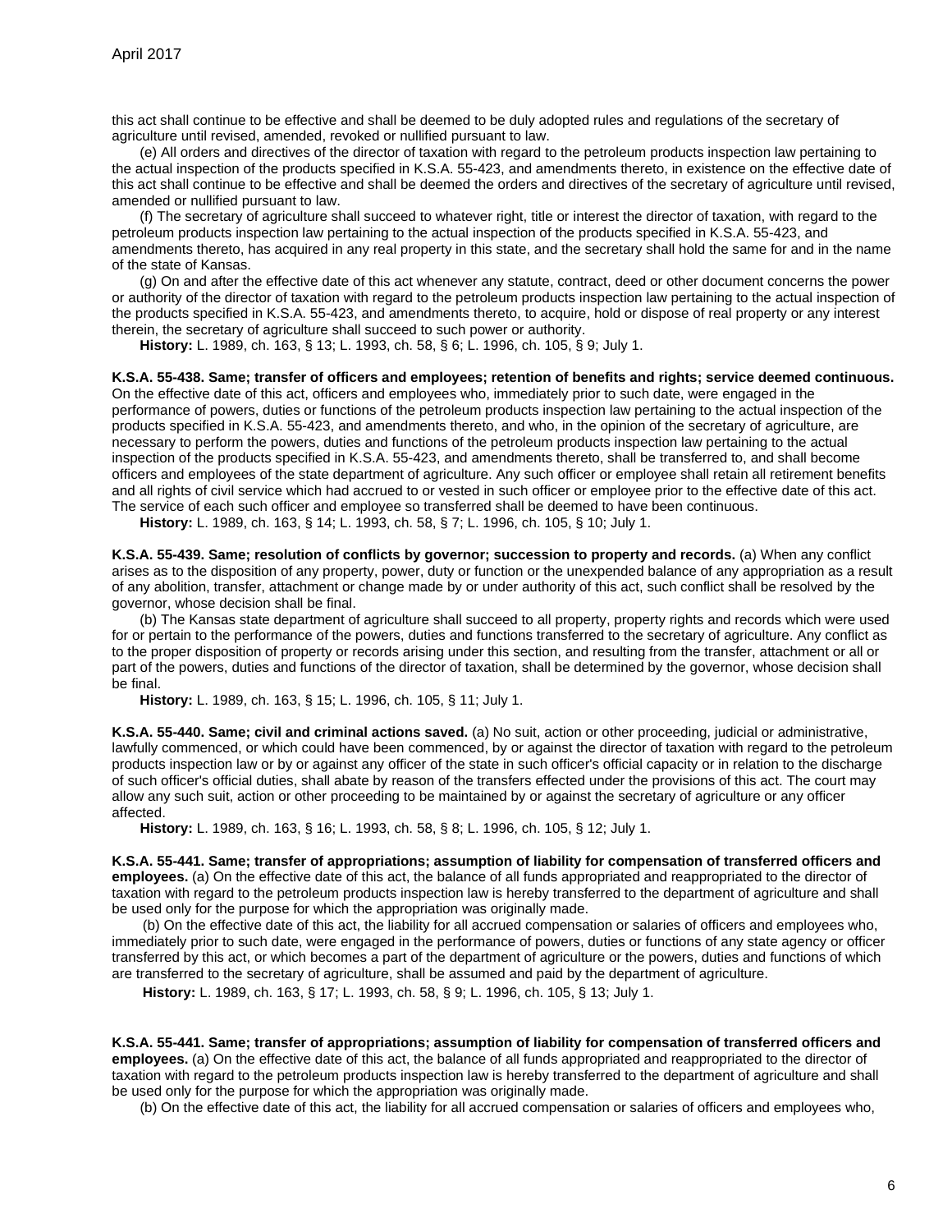this act shall continue to be effective and shall be deemed to be duly adopted rules and regulations of the secretary of agriculture until revised, amended, revoked or nullified pursuant to law.

(e) All orders and directives of the director of taxation with regard to the petroleum products inspection law pertaining to the actual inspection of the products specified in K.S.A. 55-423, and amendments thereto, in existence on the effective date of this act shall continue to be effective and shall be deemed the orders and directives of the secretary of agriculture until revised, amended or nullified pursuant to law.

(f) The secretary of agriculture shall succeed to whatever right, title or interest the director of taxation, with regard to the petroleum products inspection law pertaining to the actual inspection of the products specified in K.S.A. 55-423, and amendments thereto, has acquired in any real property in this state, and the secretary shall hold the same for and in the name of the state of Kansas.

(g) On and after the effective date of this act whenever any statute, contract, deed or other document concerns the power or authority of the director of taxation with regard to the petroleum products inspection law pertaining to the actual inspection of the products specified in K.S.A. 55-423, and amendments thereto, to acquire, hold or dispose of real property or any interest therein, the secretary of agriculture shall succeed to such power or authority.

**History:** L. 1989, ch. 163, § 13; L. 1993, ch. 58, § 6; L. 1996, ch. 105, § 9; July 1.

**K.S.A. 55-438. Same; transfer of officers and employees; retention of benefits and rights; service deemed continuous.** On the effective date of this act, officers and employees who, immediately prior to such date, were engaged in the performance of powers, duties or functions of the petroleum products inspection law pertaining to the actual inspection of the products specified in K.S.A. 55-423, and amendments thereto, and who, in the opinion of the secretary of agriculture, are necessary to perform the powers, duties and functions of the petroleum products inspection law pertaining to the actual inspection of the products specified in K.S.A. 55-423, and amendments thereto, shall be transferred to, and shall become officers and employees of the state department of agriculture. Any such officer or employee shall retain all retirement benefits and all rights of civil service which had accrued to or vested in such officer or employee prior to the effective date of this act. The service of each such officer and employee so transferred shall be deemed to have been continuous.

**History:** L. 1989, ch. 163, § 14; L. 1993, ch. 58, § 7; L. 1996, ch. 105, § 10; July 1.

**K.S.A. 55-439. Same; resolution of conflicts by governor; succession to property and records.** (a) When any conflict arises as to the disposition of any property, power, duty or function or the unexpended balance of any appropriation as a result of any abolition, transfer, attachment or change made by or under authority of this act, such conflict shall be resolved by the governor, whose decision shall be final.

(b) The Kansas state department of agriculture shall succeed to all property, property rights and records which were used for or pertain to the performance of the powers, duties and functions transferred to the secretary of agriculture. Any conflict as to the proper disposition of property or records arising under this section, and resulting from the transfer, attachment or all or part of the powers, duties and functions of the director of taxation, shall be determined by the governor, whose decision shall be final.

**History:** L. 1989, ch. 163, § 15; L. 1996, ch. 105, § 11; July 1.

**K.S.A. 55-440. Same; civil and criminal actions saved.** (a) No suit, action or other proceeding, judicial or administrative, lawfully commenced, or which could have been commenced, by or against the director of taxation with regard to the petroleum products inspection law or by or against any officer of the state in such officer's official capacity or in relation to the discharge of such officer's official duties, shall abate by reason of the transfers effected under the provisions of this act. The court may allow any such suit, action or other proceeding to be maintained by or against the secretary of agriculture or any officer affected.

**History:** L. 1989, ch. 163, § 16; L. 1993, ch. 58, § 8; L. 1996, ch. 105, § 12; July 1.

**K.S.A. 55-441. Same; transfer of appropriations; assumption of liability for compensation of transferred officers and employees.** (a) On the effective date of this act, the balance of all funds appropriated and reappropriated to the director of taxation with regard to the petroleum products inspection law is hereby transferred to the department of agriculture and shall be used only for the purpose for which the appropriation was originally made.

(b) On the effective date of this act, the liability for all accrued compensation or salaries of officers and employees who, immediately prior to such date, were engaged in the performance of powers, duties or functions of any state agency or officer transferred by this act, or which becomes a part of the department of agriculture or the powers, duties and functions of which are transferred to the secretary of agriculture, shall be assumed and paid by the department of agriculture.

**History:** L. 1989, ch. 163, § 17; L. 1993, ch. 58, § 9; L. 1996, ch. 105, § 13; July 1.

**K.S.A. 55-441. Same; transfer of appropriations; assumption of liability for compensation of transferred officers and employees.** (a) On the effective date of this act, the balance of all funds appropriated and reappropriated to the director of taxation with regard to the petroleum products inspection law is hereby transferred to the department of agriculture and shall be used only for the purpose for which the appropriation was originally made.

(b) On the effective date of this act, the liability for all accrued compensation or salaries of officers and employees who,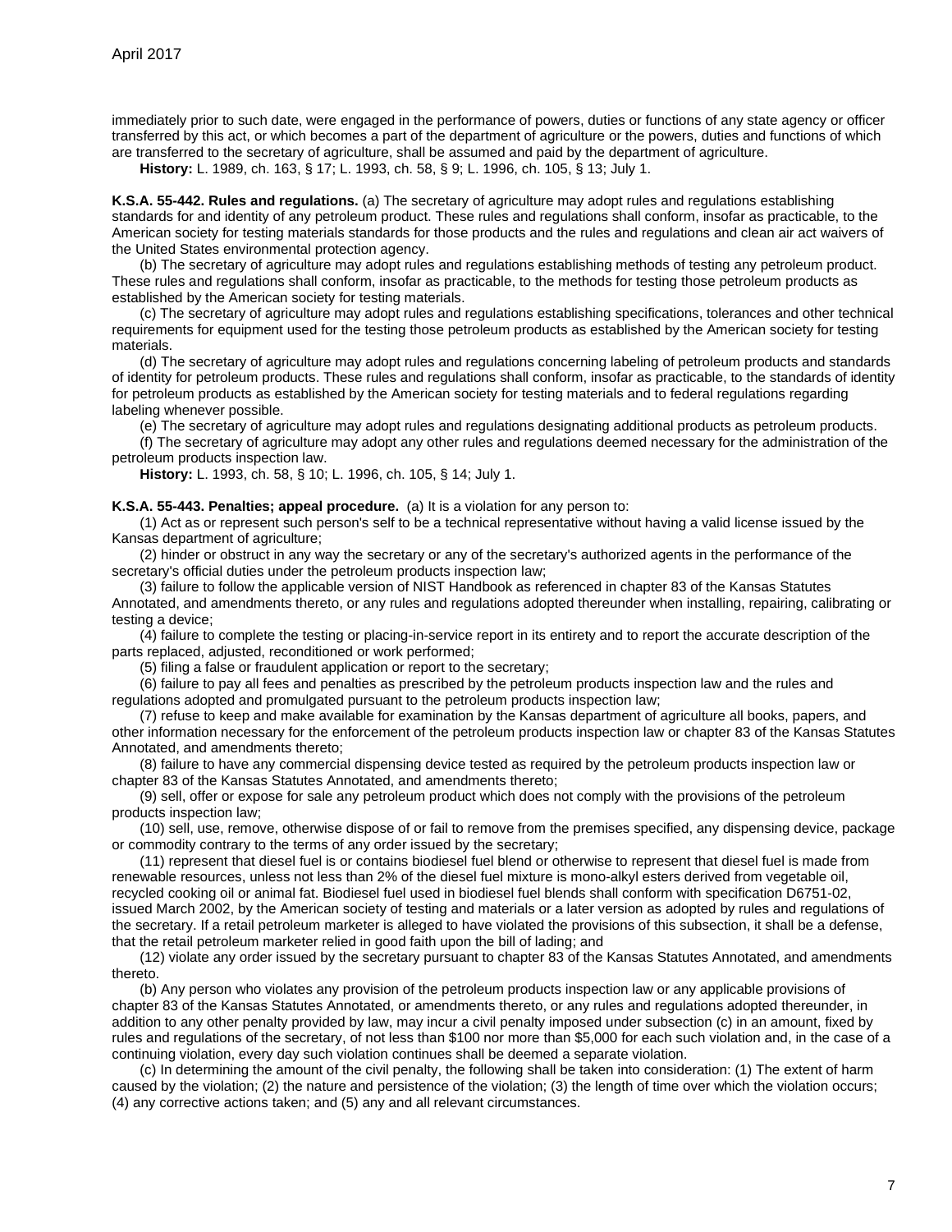immediately prior to such date, were engaged in the performance of powers, duties or functions of any state agency or officer transferred by this act, or which becomes a part of the department of agriculture or the powers, duties and functions of which are transferred to the secretary of agriculture, shall be assumed and paid by the department of agriculture.

**History:** L. 1989, ch. 163, § 17; L. 1993, ch. 58, § 9; L. 1996, ch. 105, § 13; July 1.

**K.S.A. 55-442. Rules and regulations.** (a) The secretary of agriculture may adopt rules and regulations establishing standards for and identity of any petroleum product. These rules and regulations shall conform, insofar as practicable, to the American society for testing materials standards for those products and the rules and regulations and clean air act waivers of the United States environmental protection agency.

(b) The secretary of agriculture may adopt rules and regulations establishing methods of testing any petroleum product. These rules and regulations shall conform, insofar as practicable, to the methods for testing those petroleum products as established by the American society for testing materials.

(c) The secretary of agriculture may adopt rules and regulations establishing specifications, tolerances and other technical requirements for equipment used for the testing those petroleum products as established by the American society for testing materials.

(d) The secretary of agriculture may adopt rules and regulations concerning labeling of petroleum products and standards of identity for petroleum products. These rules and regulations shall conform, insofar as practicable, to the standards of identity for petroleum products as established by the American society for testing materials and to federal regulations regarding labeling whenever possible.

(e) The secretary of agriculture may adopt rules and regulations designating additional products as petroleum products.

(f) The secretary of agriculture may adopt any other rules and regulations deemed necessary for the administration of the petroleum products inspection law.

**History:** L. 1993, ch. 58, § 10; L. 1996, ch. 105, § 14; July 1.

**K.S.A. 55-443. Penalties; appeal procedure.** (a) It is a violation for any person to:

(1) Act as or represent such person's self to be a technical representative without having a valid license issued by the Kansas department of agriculture;

(2) hinder or obstruct in any way the secretary or any of the secretary's authorized agents in the performance of the secretary's official duties under the petroleum products inspection law;

(3) failure to follow the applicable version of NIST Handbook as referenced in chapter 83 of the Kansas Statutes Annotated, and amendments thereto, or any rules and regulations adopted thereunder when installing, repairing, calibrating or testing a device;

(4) failure to complete the testing or placing-in-service report in its entirety and to report the accurate description of the parts replaced, adjusted, reconditioned or work performed;

(5) filing a false or fraudulent application or report to the secretary;

(6) failure to pay all fees and penalties as prescribed by the petroleum products inspection law and the rules and regulations adopted and promulgated pursuant to the petroleum products inspection law;

(7) refuse to keep and make available for examination by the Kansas department of agriculture all books, papers, and other information necessary for the enforcement of the petroleum products inspection law or chapter 83 of the Kansas Statutes Annotated, and amendments thereto;

(8) failure to have any commercial dispensing device tested as required by the petroleum products inspection law or chapter 83 of the Kansas Statutes Annotated, and amendments thereto;

(9) sell, offer or expose for sale any petroleum product which does not comply with the provisions of the petroleum products inspection law;

(10) sell, use, remove, otherwise dispose of or fail to remove from the premises specified, any dispensing device, package or commodity contrary to the terms of any order issued by the secretary;

(11) represent that diesel fuel is or contains biodiesel fuel blend or otherwise to represent that diesel fuel is made from renewable resources, unless not less than 2% of the diesel fuel mixture is mono-alkyl esters derived from vegetable oil, recycled cooking oil or animal fat. Biodiesel fuel used in biodiesel fuel blends shall conform with specification D6751-02, issued March 2002, by the American society of testing and materials or a later version as adopted by rules and regulations of the secretary. If a retail petroleum marketer is alleged to have violated the provisions of this subsection, it shall be a defense, that the retail petroleum marketer relied in good faith upon the bill of lading; and

(12) violate any order issued by the secretary pursuant to chapter 83 of the Kansas Statutes Annotated, and amendments thereto.

(b) Any person who violates any provision of the petroleum products inspection law or any applicable provisions of chapter 83 of the Kansas Statutes Annotated, or amendments thereto, or any rules and regulations adopted thereunder, in addition to any other penalty provided by law, may incur a civil penalty imposed under subsection (c) in an amount, fixed by rules and regulations of the secretary, of not less than $100 nor more than $5,000 for each such violation and, in the case of a continuing violation, every day such violation continues shall be deemed a separate violation.

(c) In determining the amount of the civil penalty, the following shall be taken into consideration: (1) The extent of harm caused by the violation; (2) the nature and persistence of the violation; (3) the length of time over which the violation occurs; (4) any corrective actions taken; and (5) any and all relevant circumstances.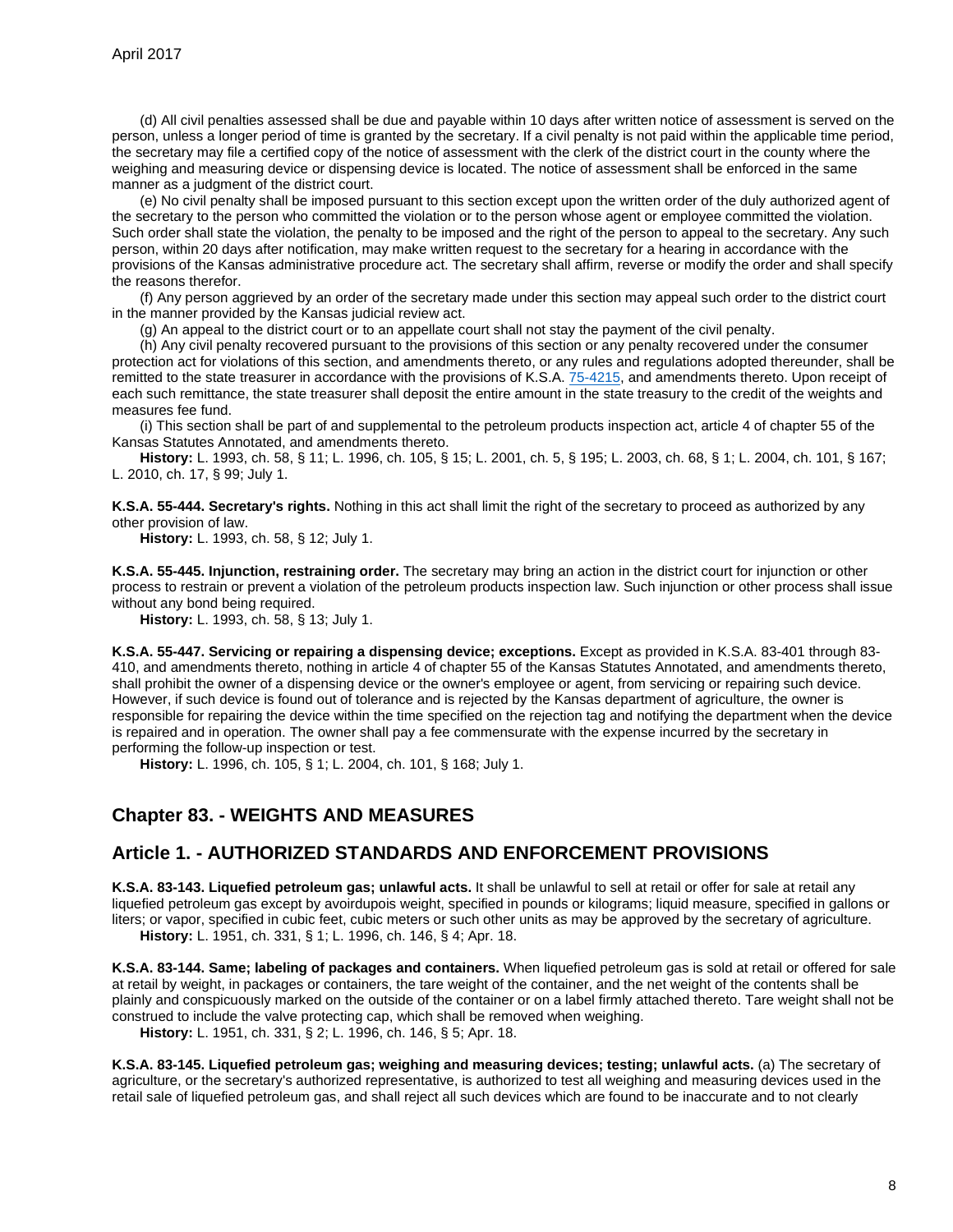(d) All civil penalties assessed shall be due and payable within 10 days after written notice of assessment is served on the person, unless a longer period of time is granted by the secretary. If a civil penalty is not paid within the applicable time period, the secretary may file a certified copy of the notice of assessment with the clerk of the district court in the county where the weighing and measuring device or dispensing device is located. The notice of assessment shall be enforced in the same manner as a judgment of the district court.

(e) No civil penalty shall be imposed pursuant to this section except upon the written order of the duly authorized agent of the secretary to the person who committed the violation or to the person whose agent or employee committed the violation. Such order shall state the violation, the penalty to be imposed and the right of the person to appeal to the secretary. Any such person, within 20 days after notification, may make written request to the secretary for a hearing in accordance with the provisions of the Kansas administrative procedure act. The secretary shall affirm, reverse or modify the order and shall specify the reasons therefor.

(f) Any person aggrieved by an order of the secretary made under this section may appeal such order to the district court in the manner provided by the Kansas judicial review act.

(g) An appeal to the district court or to an appellate court shall not stay the payment of the civil penalty.

(h) Any civil penalty recovered pursuant to the provisions of this section or any penalty recovered under the consumer protection act for violations of this section, and amendments thereto, or any rules and regulations adopted thereunder, shall be remitted to the state treasurer in accordance with the provisions of K.S.A. 75-4215, and amendments thereto. Upon receipt of each such remittance, the state treasurer shall deposit the entire amount in the state treasury to the credit of the weights and measures fee fund.

(i) This section shall be part of and supplemental to the petroleum products inspection act, article 4 of chapter 55 of the Kansas Statutes Annotated, and amendments thereto.

**History:** L. 1993, ch. 58, § 11; L. 1996, ch. 105, § 15; L. 2001, ch. 5, § 195; L. 2003, ch. 68, § 1; L. 2004, ch. 101, § 167; L. 2010, ch. 17, § 99; July 1.

**K.S.A. 55-444. Secretary's rights.** Nothing in this act shall limit the right of the secretary to proceed as authorized by any other provision of law.

**History:** L. 1993, ch. 58, § 12; July 1.

**K.S.A. 55-445. Injunction, restraining order.** The secretary may bring an action in the district court for injunction or other process to restrain or prevent a violation of the petroleum products inspection law. Such injunction or other process shall issue without any bond being required.

**History:** L. 1993, ch. 58, § 13; July 1.

**K.S.A. 55-447. Servicing or repairing a dispensing device; exceptions.** Except as provided in K.S.A. 83-401 through 83-410, and amendments thereto, nothing in article 4 of chapter 55 of the Kansas Statutes Annotated, and amendments thereto, shall prohibit the owner of a dispensing device or the owner's employee or agent, from servicing or repairing such device. However, if such device is found out of tolerance and is rejected by the Kansas department of agriculture, the owner is responsible for repairing the device within the time specified on the rejection tag and notifying the department when the device is repaired and in operation. The owner shall pay a fee commensurate with the expense incurred by the secretary in performing the follow-up inspection or test.

**History:** L. 1996, ch. 105, § 1; L. 2004, ch. 101, § 168; July 1.

## Chapter 83. - WEIGHTS AND MEASURES

## Article 1. - AUTHORIZED STANDARDS AND ENFORCEMENT PROVISIONS

**K.S.A. 83-143. Liquefied petroleum gas; unlawful acts.** It shall be unlawful to sell at retail or offer for sale at retail any liquefied petroleum gas except by avoirdupois weight, specified in pounds or kilograms; liquid measure, specified in gallons or liters; or vapor, specified in cubic feet, cubic meters or such other units as may be approved by the secretary of agriculture.

**History:** L. 1951, ch. 331, § 1; L. 1996, ch. 146, § 4; Apr. 18.

**K.S.A. 83-144. Same; labeling of packages and containers.** When liquefied petroleum gas is sold at retail or offered for sale at retail by weight, in packages or containers, the tare weight of the container, and the net weight of the contents shall be plainly and conspicuously marked on the outside of the container or on a label firmly attached thereto. Tare weight shall not be construed to include the valve protecting cap, which shall be removed when weighing.

**History:** L. 1951, ch. 331, § 2; L. 1996, ch. 146, § 5; Apr. 18.

**K.S.A. 83-145. Liquefied petroleum gas; weighing and measuring devices; testing; unlawful acts.** (a) The secretary of agriculture, or the secretary's authorized representative, is authorized to test all weighing and measuring devices used in the retail sale of liquefied petroleum gas, and shall reject all such devices which are found to be inaccurate and to not clearly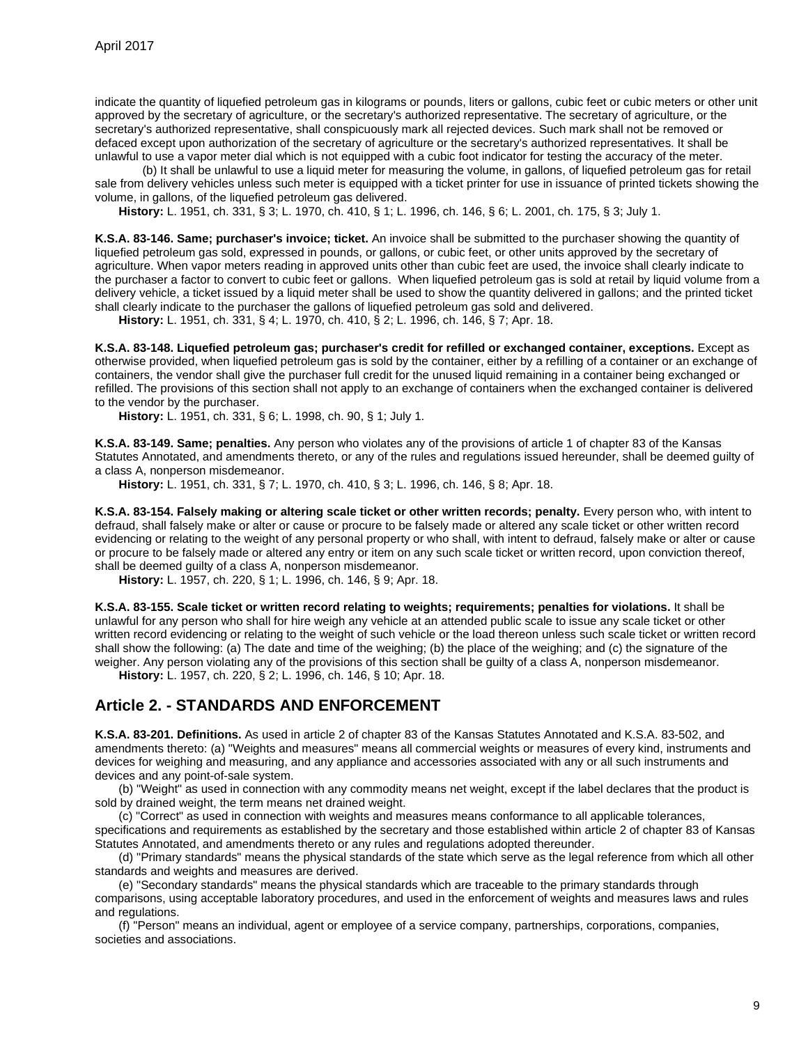indicate the quantity of liquefied petroleum gas in kilograms or pounds, liters or gallons, cubic feet or cubic meters or other unit approved by the secretary of agriculture, or the secretary's authorized representative. The secretary of agriculture, or the secretary's authorized representative, shall conspicuously mark all rejected devices. Such mark shall not be removed or defaced except upon authorization of the secretary of agriculture or the secretary's authorized representatives. It shall be unlawful to use a vapor meter dial which is not equipped with a cubic foot indicator for testing the accuracy of the meter.

(b) It shall be unlawful to use a liquid meter for measuring the volume, in gallons, of liquefied petroleum gas for retail sale from delivery vehicles unless such meter is equipped with a ticket printer for use in issuance of printed tickets showing the volume, in gallons, of the liquefied petroleum gas delivered.

**History:** L. 1951, ch. 331, § 3; L. 1970, ch. 410, § 1; L. 1996, ch. 146, § 6; L. 2001, ch. 175, § 3; July 1.

**K.S.A. 83-146. Same; purchaser's invoice; ticket.** An invoice shall be submitted to the purchaser showing the quantity of liquefied petroleum gas sold, expressed in pounds, or gallons, or cubic feet, or other units approved by the secretary of agriculture. When vapor meters reading in approved units other than cubic feet are used, the invoice shall clearly indicate to the purchaser a factor to convert to cubic feet or gallons. When liquefied petroleum gas is sold at retail by liquid volume from a delivery vehicle, a ticket issued by a liquid meter shall be used to show the quantity delivered in gallons; and the printed ticket shall clearly indicate to the purchaser the gallons of liquefied petroleum gas sold and delivered.

**History:** L. 1951, ch. 331, § 4; L. 1970, ch. 410, § 2; L. 1996, ch. 146, § 7; Apr. 18.

**K.S.A. 83-148. Liquefied petroleum gas; purchaser's credit for refilled or exchanged container, exceptions.** Except as otherwise provided, when liquefied petroleum gas is sold by the container, either by a refilling of a container or an exchange of containers, the vendor shall give the purchaser full credit for the unused liquid remaining in a container being exchanged or refilled. The provisions of this section shall not apply to an exchange of containers when the exchanged container is delivered to the vendor by the purchaser.

**History:** L. 1951, ch. 331, § 6; L. 1998, ch. 90, § 1; July 1.

**K.S.A. 83-149. Same; penalties.** Any person who violates any of the provisions of article 1 of chapter 83 of the Kansas Statutes Annotated, and amendments thereto, or any of the rules and regulations issued hereunder, shall be deemed guilty of a class A, nonperson misdemeanor.

**History:** L. 1951, ch. 331, § 7; L. 1970, ch. 410, § 3; L. 1996, ch. 146, § 8; Apr. 18.

**K.S.A. 83-154. Falsely making or altering scale ticket or other written records; penalty.** Every person who, with intent to defraud, shall falsely make or alter or cause or procure to be falsely made or altered any scale ticket or other written record evidencing or relating to the weight of any personal property or who shall, with intent to defraud, falsely make or alter or cause or procure to be falsely made or altered any entry or item on any such scale ticket or written record, upon conviction thereof, shall be deemed guilty of a class A, nonperson misdemeanor.

**History:** L. 1957, ch. 220, § 1; L. 1996, ch. 146, § 9; Apr. 18.

**K.S.A. 83-155. Scale ticket or written record relating to weights; requirements; penalties for violations.** It shall be unlawful for any person who shall for hire weigh any vehicle at an attended public scale to issue any scale ticket or other written record evidencing or relating to the weight of such vehicle or the load thereon unless such scale ticket or written record shall show the following: (a) The date and time of the weighing; (b) the place of the weighing; and (c) the signature of the weigher. Any person violating any of the provisions of this section shall be guilty of a class A, nonperson misdemeanor.

**History:** L. 1957, ch. 220, § 2; L. 1996, ch. 146, § 10; Apr. 18.

## Article 2. - STANDARDS AND ENFORCEMENT

**K.S.A. 83-201. Definitions.** As used in article 2 of chapter 83 of the Kansas Statutes Annotated and K.S.A. 83-502, and amendments thereto: (a) "Weights and measures" means all commercial weights or measures of every kind, instruments and devices for weighing and measuring, and any appliance and accessories associated with any or all such instruments and devices and any point-of-sale system.

(b) "Weight" as used in connection with any commodity means net weight, except if the label declares that the product is sold by drained weight, the term means net drained weight.

(c) "Correct" as used in connection with weights and measures means conformance to all applicable tolerances, specifications and requirements as established by the secretary and those established within article 2 of chapter 83 of Kansas Statutes Annotated, and amendments thereto or any rules and regulations adopted thereunder.

(d) "Primary standards" means the physical standards of the state which serve as the legal reference from which all other standards and weights and measures are derived.

(e) "Secondary standards" means the physical standards which are traceable to the primary standards through comparisons, using acceptable laboratory procedures, and used in the enforcement of weights and measures laws and rules and regulations.

(f) "Person" means an individual, agent or employee of a service company, partnerships, corporations, companies, societies and associations.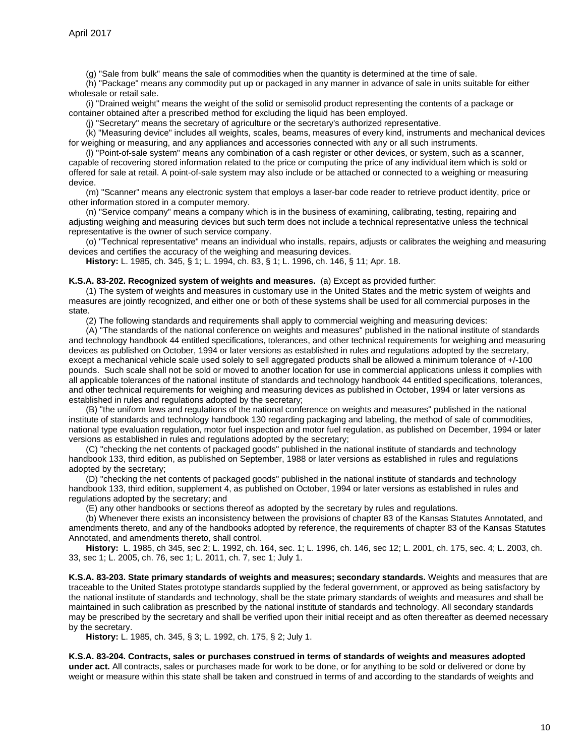(g) "Sale from bulk" means the sale of commodities when the quantity is determined at the time of sale.

(h) "Package" means any commodity put up or packaged in any manner in advance of sale in units suitable for either wholesale or retail sale.

(i) "Drained weight" means the weight of the solid or semisolid product representing the contents of a package or container obtained after a prescribed method for excluding the liquid has been employed.

(j) "Secretary" means the secretary of agriculture or the secretary's authorized representative.

(k) "Measuring device" includes all weights, scales, beams, measures of every kind, instruments and mechanical devices for weighing or measuring, and any appliances and accessories connected with any or all such instruments.

(l) "Point-of-sale system" means any combination of a cash register or other devices, or system, such as a scanner, capable of recovering stored information related to the price or computing the price of any individual item which is sold or offered for sale at retail. A point-of-sale system may also include or be attached or connected to a weighing or measuring device.

(m) "Scanner" means any electronic system that employs a laser-bar code reader to retrieve product identity, price or other information stored in a computer memory.

(n) "Service company" means a company which is in the business of examining, calibrating, testing, repairing and adjusting weighing and measuring devices but such term does not include a technical representative unless the technical representative is the owner of such service company.

(o) "Technical representative" means an individual who installs, repairs, adjusts or calibrates the weighing and measuring devices and certifies the accuracy of the weighing and measuring devices.

**History:** L. 1985, ch. 345, § 1; L. 1994, ch. 83, § 1; L. 1996, ch. 146, § 11; Apr. 18.

**K.S.A. 83-202. Recognized system of weights and measures.** (a) Except as provided further:

(1) The system of weights and measures in customary use in the United States and the metric system of weights and measures are jointly recognized, and either one or both of these systems shall be used for all commercial purposes in the state.

(2) The following standards and requirements shall apply to commercial weighing and measuring devices:

(A) "The standards of the national conference on weights and measures" published in the national institute of standards and technology handbook 44 entitled specifications, tolerances, and other technical requirements for weighing and measuring devices as published on October, 1994 or later versions as established in rules and regulations adopted by the secretary, except a mechanical vehicle scale used solely to sell aggregated products shall be allowed a minimum tolerance of +/-100 pounds. Such scale shall not be sold or moved to another location for use in commercial applications unless it complies with all applicable tolerances of the national institute of standards and technology handbook 44 entitled specifications, tolerances, and other technical requirements for weighing and measuring devices as published in October, 1994 or later versions as established in rules and regulations adopted by the secretary;

(B) "the uniform laws and regulations of the national conference on weights and measures" published in the national institute of standards and technology handbook 130 regarding packaging and labeling, the method of sale of commodities, national type evaluation regulation, motor fuel inspection and motor fuel regulation, as published on December, 1994 or later versions as established in rules and regulations adopted by the secretary;

(C) "checking the net contents of packaged goods" published in the national institute of standards and technology handbook 133, third edition, as published on September, 1988 or later versions as established in rules and regulations adopted by the secretary;

(D) "checking the net contents of packaged goods" published in the national institute of standards and technology handbook 133, third edition, supplement 4, as published on October, 1994 or later versions as established in rules and regulations adopted by the secretary; and

(E) any other handbooks or sections thereof as adopted by the secretary by rules and regulations.

(b) Whenever there exists an inconsistency between the provisions of chapter 83 of the Kansas Statutes Annotated, and amendments thereto, and any of the handbooks adopted by reference, the requirements of chapter 83 of the Kansas Statutes Annotated, and amendments thereto, shall control.

**History:** L. 1985, ch 345, sec 2; L. 1992, ch. 164, sec. 1; L. 1996, ch. 146, sec 12; L. 2001, ch. 175, sec. 4; L. 2003, ch. 33, sec 1; L. 2005, ch. 76, sec 1; L. 2011, ch. 7, sec 1; July 1.

**K.S.A. 83-203. State primary standards of weights and measures; secondary standards.** Weights and measures that are traceable to the United States prototype standards supplied by the federal government, or approved as being satisfactory by the national institute of standards and technology, shall be the state primary standards of weights and measures and shall be maintained in such calibration as prescribed by the national institute of standards and technology. All secondary standards may be prescribed by the secretary and shall be verified upon their initial receipt and as often thereafter as deemed necessary by the secretary.

**History:** L. 1985, ch. 345, § 3; L. 1992, ch. 175, § 2; July 1.

**K.S.A. 83-204. Contracts, sales or purchases construed in terms of standards of weights and measures adopted under act.** All contracts, sales or purchases made for work to be done, or for anything to be sold or delivered or done by weight or measure within this state shall be taken and construed in terms of and according to the standards of weights and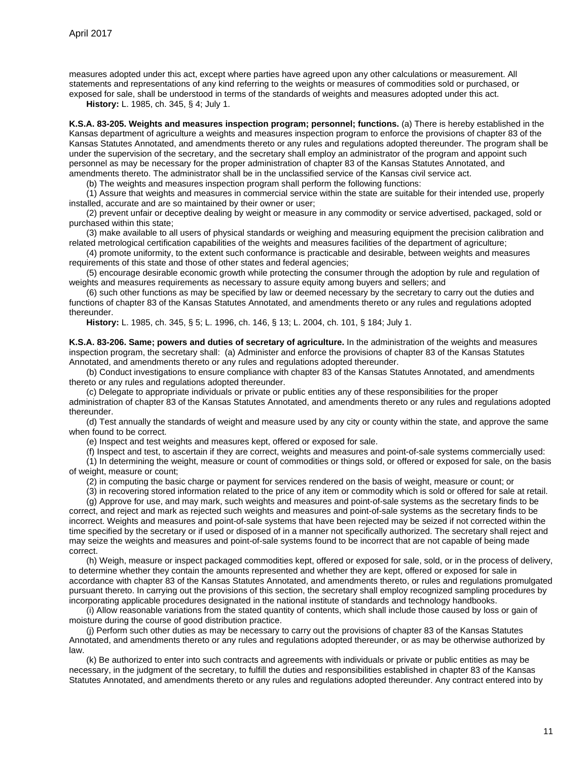measures adopted under this act, except where parties have agreed upon any other calculations or measurement. All statements and representations of any kind referring to the weights or measures of commodities sold or purchased, or exposed for sale, shall be understood in terms of the standards of weights and measures adopted under this act.

**History:** L. 1985, ch. 345, § 4; July 1.

**K.S.A. 83-205. Weights and measures inspection program; personnel; functions.** (a) There is hereby established in the Kansas department of agriculture a weights and measures inspection program to enforce the provisions of chapter 83 of the Kansas Statutes Annotated, and amendments thereto or any rules and regulations adopted thereunder. The program shall be under the supervision of the secretary, and the secretary shall employ an administrator of the program and appoint such personnel as may be necessary for the proper administration of chapter 83 of the Kansas Statutes Annotated, and amendments thereto. The administrator shall be in the unclassified service of the Kansas civil service act.

(b) The weights and measures inspection program shall perform the following functions:

(1) Assure that weights and measures in commercial service within the state are suitable for their intended use, properly installed, accurate and are so maintained by their owner or user;

(2) prevent unfair or deceptive dealing by weight or measure in any commodity or service advertised, packaged, sold or purchased within this state;

(3) make available to all users of physical standards or weighing and measuring equipment the precision calibration and related metrological certification capabilities of the weights and measures facilities of the department of agriculture;

(4) promote uniformity, to the extent such conformance is practicable and desirable, between weights and measures requirements of this state and those of other states and federal agencies;

(5) encourage desirable economic growth while protecting the consumer through the adoption by rule and regulation of weights and measures requirements as necessary to assure equity among buyers and sellers; and

(6) such other functions as may be specified by law or deemed necessary by the secretary to carry out the duties and functions of chapter 83 of the Kansas Statutes Annotated, and amendments thereto or any rules and regulations adopted thereunder.

**History:** L. 1985, ch. 345, § 5; L. 1996, ch. 146, § 13; L. 2004, ch. 101, § 184; July 1.

**K.S.A. 83-206. Same; powers and duties of secretary of agriculture.** In the administration of the weights and measures inspection program, the secretary shall: (a) Administer and enforce the provisions of chapter 83 of the Kansas Statutes Annotated, and amendments thereto or any rules and regulations adopted thereunder.

(b) Conduct investigations to ensure compliance with chapter 83 of the Kansas Statutes Annotated, and amendments thereto or any rules and regulations adopted thereunder.

(c) Delegate to appropriate individuals or private or public entities any of these responsibilities for the proper administration of chapter 83 of the Kansas Statutes Annotated, and amendments thereto or any rules and regulations adopted thereunder.

(d) Test annually the standards of weight and measure used by any city or county within the state, and approve the same when found to be correct.

(e) Inspect and test weights and measures kept, offered or exposed for sale.

(f) Inspect and test, to ascertain if they are correct, weights and measures and point-of-sale systems commercially used:

(1) In determining the weight, measure or count of commodities or things sold, or offered or exposed for sale, on the basis of weight, measure or count;

(2) in computing the basic charge or payment for services rendered on the basis of weight, measure or count; or

(3) in recovering stored information related to the price of any item or commodity which is sold or offered for sale at retail.

(g) Approve for use, and may mark, such weights and measures and point-of-sale systems as the secretary finds to be correct, and reject and mark as rejected such weights and measures and point-of-sale systems as the secretary finds to be incorrect. Weights and measures and point-of-sale systems that have been rejected may be seized if not corrected within the time specified by the secretary or if used or disposed of in a manner not specifically authorized. The secretary shall reject and may seize the weights and measures and point-of-sale systems found to be incorrect that are not capable of being made correct.

(h) Weigh, measure or inspect packaged commodities kept, offered or exposed for sale, sold, or in the process of delivery, to determine whether they contain the amounts represented and whether they are kept, offered or exposed for sale in accordance with chapter 83 of the Kansas Statutes Annotated, and amendments thereto, or rules and regulations promulgated pursuant thereto. In carrying out the provisions of this section, the secretary shall employ recognized sampling procedures by incorporating applicable procedures designated in the national institute of standards and technology handbooks.

(i) Allow reasonable variations from the stated quantity of contents, which shall include those caused by loss or gain of moisture during the course of good distribution practice.

(j) Perform such other duties as may be necessary to carry out the provisions of chapter 83 of the Kansas Statutes Annotated, and amendments thereto or any rules and regulations adopted thereunder, or as may be otherwise authorized by law.

(k) Be authorized to enter into such contracts and agreements with individuals or private or public entities as may be necessary, in the judgment of the secretary, to fulfill the duties and responsibilities established in chapter 83 of the Kansas Statutes Annotated, and amendments thereto or any rules and regulations adopted thereunder. Any contract entered into by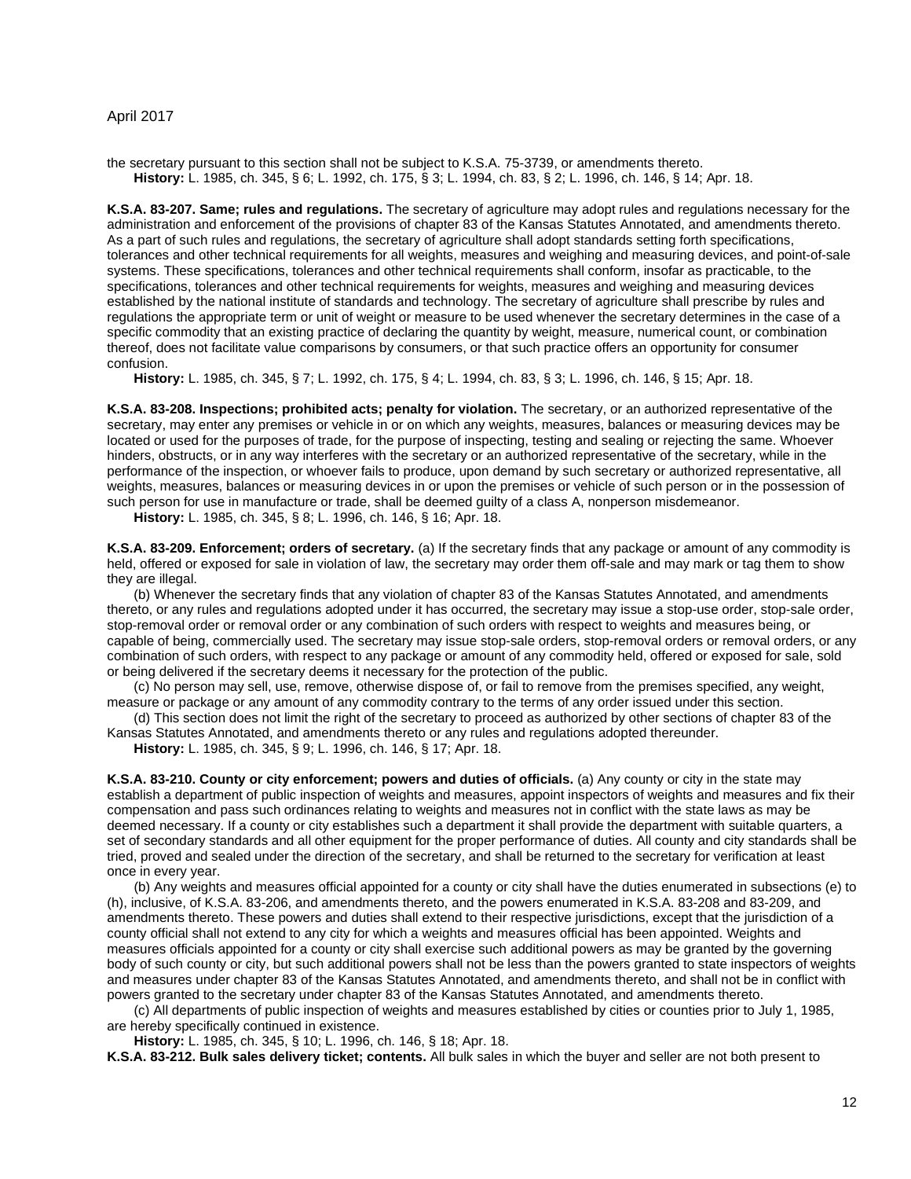the secretary pursuant to this section shall not be subject to K.S.A. 75-3739, or amendments thereto.

**History:** L. 1985, ch. 345, § 6; L. 1992, ch. 175, § 3; L. 1994, ch. 83, § 2; L. 1996, ch. 146, § 14; Apr. 18.

**K.S.A. 83-207. Same; rules and regulations.** The secretary of agriculture may adopt rules and regulations necessary for the administration and enforcement of the provisions of chapter 83 of the Kansas Statutes Annotated, and amendments thereto. As a part of such rules and regulations, the secretary of agriculture shall adopt standards setting forth specifications, tolerances and other technical requirements for all weights, measures and weighing and measuring devices, and point-of-sale systems. These specifications, tolerances and other technical requirements shall conform, insofar as practicable, to the specifications, tolerances and other technical requirements for weights, measures and weighing and measuring devices established by the national institute of standards and technology. The secretary of agriculture shall prescribe by rules and regulations the appropriate term or unit of weight or measure to be used whenever the secretary determines in the case of a specific commodity that an existing practice of declaring the quantity by weight, measure, numerical count, or combination thereof, does not facilitate value comparisons by consumers, or that such practice offers an opportunity for consumer confusion.

**History:** L. 1985, ch. 345, § 7; L. 1992, ch. 175, § 4; L. 1994, ch. 83, § 3; L. 1996, ch. 146, § 15; Apr. 18.

**K.S.A. 83-208. Inspections; prohibited acts; penalty for violation.** The secretary, or an authorized representative of the secretary, may enter any premises or vehicle in or on which any weights, measures, balances or measuring devices may be located or used for the purposes of trade, for the purpose of inspecting, testing and sealing or rejecting the same. Whoever hinders, obstructs, or in any way interferes with the secretary or an authorized representative of the secretary, while in the performance of the inspection, or whoever fails to produce, upon demand by such secretary or authorized representative, all weights, measures, balances or measuring devices in or upon the premises or vehicle of such person or in the possession of such person for use in manufacture or trade, shall be deemed guilty of a class A, nonperson misdemeanor.

**History:** L. 1985, ch. 345, § 8; L. 1996, ch. 146, § 16; Apr. 18.

**K.S.A. 83-209. Enforcement; orders of secretary.** (a) If the secretary finds that any package or amount of any commodity is held, offered or exposed for sale in violation of law, the secretary may order them off-sale and may mark or tag them to show they are illegal.

(b) Whenever the secretary finds that any violation of chapter 83 of the Kansas Statutes Annotated, and amendments thereto, or any rules and regulations adopted under it has occurred, the secretary may issue a stop-use order, stop-sale order, stop-removal order or removal order or any combination of such orders with respect to weights and measures being, or capable of being, commercially used. The secretary may issue stop-sale orders, stop-removal orders or removal orders, or any combination of such orders, with respect to any package or amount of any commodity held, offered or exposed for sale, sold or being delivered if the secretary deems it necessary for the protection of the public.

(c) No person may sell, use, remove, otherwise dispose of, or fail to remove from the premises specified, any weight, measure or package or any amount of any commodity contrary to the terms of any order issued under this section.

(d) This section does not limit the right of the secretary to proceed as authorized by other sections of chapter 83 of the Kansas Statutes Annotated, and amendments thereto or any rules and regulations adopted thereunder.

**History:** L. 1985, ch. 345, § 9; L. 1996, ch. 146, § 17; Apr. 18.

**K.S.A. 83-210. County or city enforcement; powers and duties of officials.** (a) Any county or city in the state may establish a department of public inspection of weights and measures, appoint inspectors of weights and measures and fix their compensation and pass such ordinances relating to weights and measures not in conflict with the state laws as may be deemed necessary. If a county or city establishes such a department it shall provide the department with suitable quarters, a set of secondary standards and all other equipment for the proper performance of duties. All county and city standards shall be tried, proved and sealed under the direction of the secretary, and shall be returned to the secretary for verification at least once in every year.

(b) Any weights and measures official appointed for a county or city shall have the duties enumerated in subsections (e) to (h), inclusive, of K.S.A. 83-206, and amendments thereto, and the powers enumerated in K.S.A. 83-208 and 83-209, and amendments thereto. These powers and duties shall extend to their respective jurisdictions, except that the jurisdiction of a county official shall not extend to any city for which a weights and measures official has been appointed. Weights and measures officials appointed for a county or city shall exercise such additional powers as may be granted by the governing body of such county or city, but such additional powers shall not be less than the powers granted to state inspectors of weights and measures under chapter 83 of the Kansas Statutes Annotated, and amendments thereto, and shall not be in conflict with powers granted to the secretary under chapter 83 of the Kansas Statutes Annotated, and amendments thereto.

(c) All departments of public inspection of weights and measures established by cities or counties prior to July 1, 1985, are hereby specifically continued in existence.

**History:** L. 1985, ch. 345, § 10; L. 1996, ch. 146, § 18; Apr. 18.

**K.S.A. 83-212. Bulk sales delivery ticket; contents.** All bulk sales in which the buyer and seller are not both present to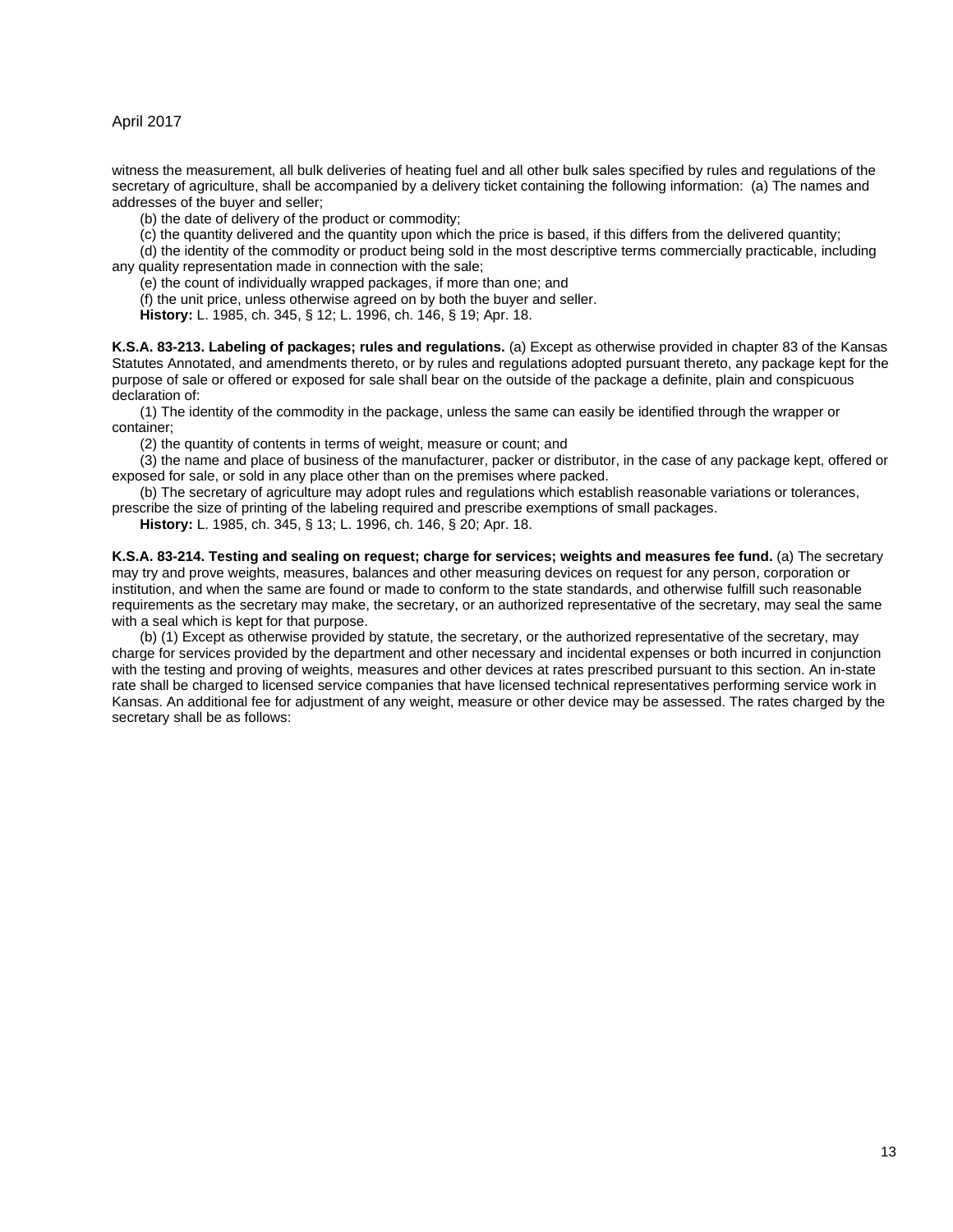witness the measurement, all bulk deliveries of heating fuel and all other bulk sales specified by rules and regulations of the secretary of agriculture, shall be accompanied by a delivery ticket containing the following information: (a) The names and addresses of the buyer and seller;

(b) the date of delivery of the product or commodity;

(c) the quantity delivered and the quantity upon which the price is based, if this differs from the delivered quantity;

(d) the identity of the commodity or product being sold in the most descriptive terms commercially practicable, including any quality representation made in connection with the sale;

(e) the count of individually wrapped packages, if more than one; and

(f) the unit price, unless otherwise agreed on by both the buyer and seller.

**History:** L. 1985, ch. 345, § 12; L. 1996, ch. 146, § 19; Apr. 18.

**K.S.A. 83-213. Labeling of packages; rules and regulations.** (a) Except as otherwise provided in chapter 83 of the Kansas Statutes Annotated, and amendments thereto, or by rules and regulations adopted pursuant thereto, any package kept for the purpose of sale or offered or exposed for sale shall bear on the outside of the package a definite, plain and conspicuous declaration of:

(1) The identity of the commodity in the package, unless the same can easily be identified through the wrapper or container;

(2) the quantity of contents in terms of weight, measure or count; and

(3) the name and place of business of the manufacturer, packer or distributor, in the case of any package kept, offered or exposed for sale, or sold in any place other than on the premises where packed.

(b) The secretary of agriculture may adopt rules and regulations which establish reasonable variations or tolerances, prescribe the size of printing of the labeling required and prescribe exemptions of small packages.

**History:** L. 1985, ch. 345, § 13; L. 1996, ch. 146, § 20; Apr. 18.

**K.S.A. 83-214. Testing and sealing on request; charge for services; weights and measures fee fund.** (a) The secretary may try and prove weights, measures, balances and other measuring devices on request for any person, corporation or institution, and when the same are found or made to conform to the state standards, and otherwise fulfill such reasonable requirements as the secretary may make, the secretary, or an authorized representative of the secretary, may seal the same with a seal which is kept for that purpose.

(b) (1) Except as otherwise provided by statute, the secretary, or the authorized representative of the secretary, may charge for services provided by the department and other necessary and incidental expenses or both incurred in conjunction with the testing and proving of weights, measures and other devices at rates prescribed pursuant to this section. An in-state rate shall be charged to licensed service companies that have licensed technical representatives performing service work in Kansas. An additional fee for adjustment of any weight, measure or other device may be assessed. The rates charged by the secretary shall be as follows: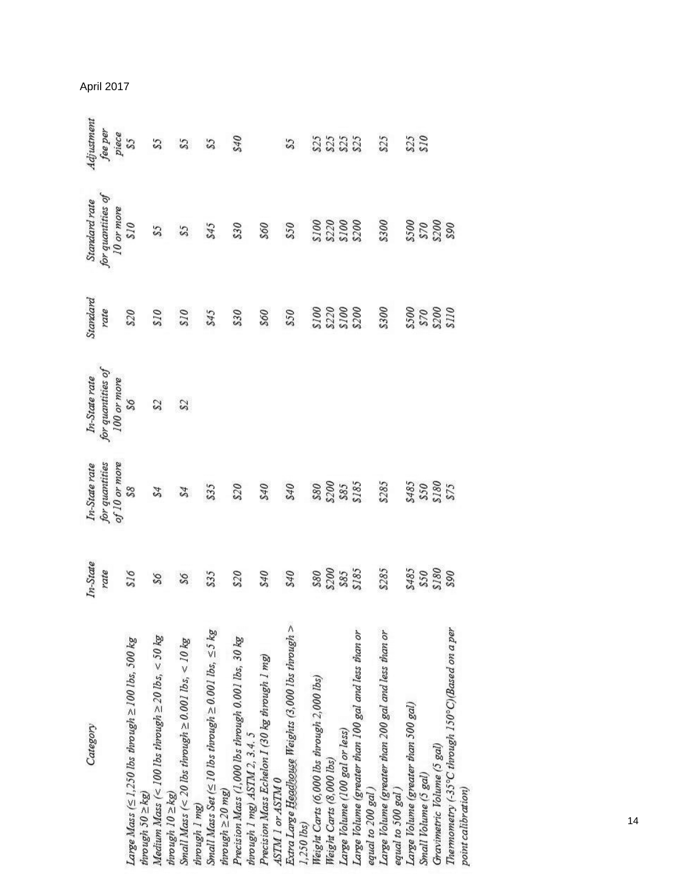April 2017

| Category | In-State rate | In-State rate for quantities of 10 or more | In-State rate for quantities of 100 or more | Standard rate | Standard rate for quantities of 10 or more | Adjustment fee per piece |
|---|---|---|---|---|---|---|
| Large Mass (≤ 1,250 lbs through ≥ 100 lbs, 500 kg through 50 ≥ kg) | $16 | $8 | $6 | $20 | $10 | $5 |
| Medium Mass (< 100 lbs through ≥ 20 lbs, < 50 kg through 10 ≥ kg) | $6 | $4 | $2 | $10 | $5 | $5 |
| Small Mass (< 20 lbs through ≥ 0.001 lbs, < 10 kg through 1 mg) | $6 | $4 | $2 | $10 | $5 | $5 |
| Small Mass Set (≤ 10 lbs through ≥ 0.001 lbs, ≤ 5 kg through ≥ 20 mg) | $35 | $35 | | $45 | $45 | $5 |
| Precision Mass (1,000 lbs through 0.001 lbs, 30 kg through 1 mg) ASTM 2, 3, 4, 5 | $20 | $20 | | $30 | $30 | $40 |
| Precision Mass Echelon I (30 kg through 1 mg) ASTM 1 or ASTM 0 | $40 | $40 | | $60 | $60 | |
| Extra Large Headhouse Weights (3,000 lbs through > 1,250 lbs) | $40 | $40 | | $50 | $50 | $5 |
| Weight Carts (6,000 lbs through 2,000 lbs) | $80 | $80 | | $100 | $100 | $25 |
| Weight Carts (8,000 lbs) | $200 | $200 | | $220 | $220 | $25 |
| Large Volume (100 gal or less) | $85 | $85 | | $100 | $100 | $25 |
| Large Volume (greater than 100 gal and less than or equal to 200 gal) | $185 | $185 | | $200 | $200 | $25 |
| Large Volume (greater than 200 gal and less than or equal to 500 gal) | $285 | $285 | | $300 | $300 | $25 |
| Large Volume (greater than 500 gal) | $485 | $485 | | $500 | $500 | $25 |
| Small Volume (5 gal) | $50 | $50 | | $70 | $70 | $10 |
| Gravimetric Volume (5 gal) | $180 | $180 | | $200 | $200 | |
| Thermometry (-35°C through 150°C)(Based on a per point calibration) | $90 | $75 | | $110 | $90 | |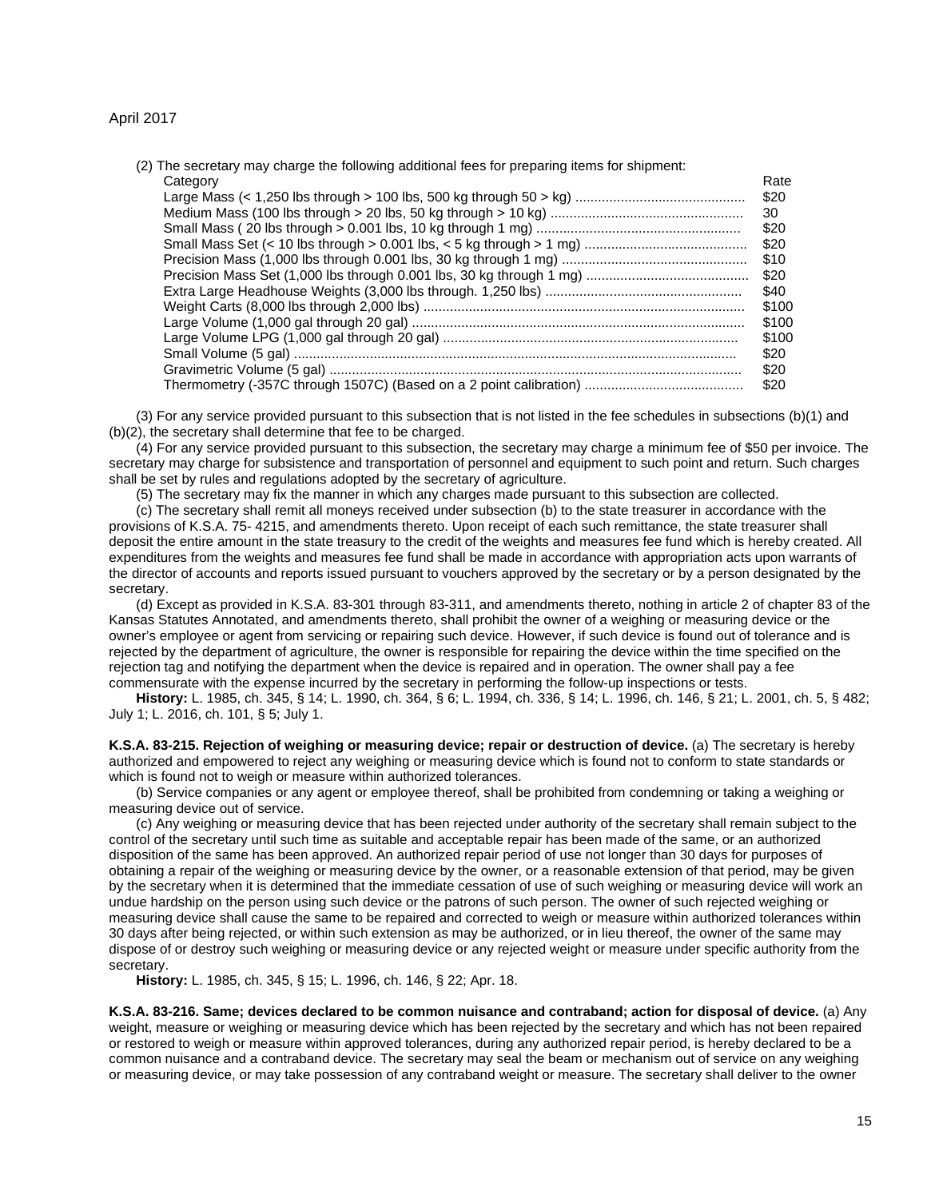(2) The secretary may charge the following additional fees for preparing items for shipment:

| Category | Rate |
|---|---|
| Large Mass (< 1,250 lbs through > 100 lbs, 500 kg through 50 > kg) | $20 |
| Medium Mass (100 lbs through > 20 lbs, 50 kg through > 10 kg) | 30 |
| Small Mass ( 20 lbs through > 0.001 lbs, 10 kg through 1 mg) | $20 |
| Small Mass Set (< 10 lbs through > 0.001 lbs, < 5 kg through > 1 mg) | $20 |
| Precision Mass (1,000 lbs through 0.001 lbs, 30 kg through 1 mg) | $10 |
| Precision Mass Set (1,000 lbs through 0.001 lbs, 30 kg through 1 mg) | $20 |
| Extra Large Headhouse Weights (3,000 lbs through. 1,250 lbs) | $40 |
| Weight Carts (8,000 lbs through 2,000 lbs) | $100 |
| Large Volume (1,000 gal through 20 gal) | $100 |
| Large Volume LPG (1,000 gal through 20 gal) | $100 |
| Small Volume (5 gal) | $20 |
| Gravimetric Volume (5 gal) | $20 |
| Thermometry (-357C through 1507C) (Based on a 2 point calibration) | $20 |

(3) For any service provided pursuant to this subsection that is not listed in the fee schedules in subsections (b)(1) and (b)(2), the secretary shall determine that fee to be charged.

(4) For any service provided pursuant to this subsection, the secretary may charge a minimum fee of $50 per invoice. The secretary may charge for subsistence and transportation of personnel and equipment to such point and return. Such charges shall be set by rules and regulations adopted by the secretary of agriculture.

(5) The secretary may fix the manner in which any charges made pursuant to this subsection are collected.

(c) The secretary shall remit all moneys received under subsection (b) to the state treasurer in accordance with the provisions of K.S.A. 75- 4215, and amendments thereto. Upon receipt of each such remittance, the state treasurer shall deposit the entire amount in the state treasury to the credit of the weights and measures fee fund which is hereby created. All expenditures from the weights and measures fee fund shall be made in accordance with appropriation acts upon warrants of the director of accounts and reports issued pursuant to vouchers approved by the secretary or by a person designated by the secretary.

(d) Except as provided in K.S.A. 83-301 through 83-311, and amendments thereto, nothing in article 2 of chapter 83 of the Kansas Statutes Annotated, and amendments thereto, shall prohibit the owner of a weighing or measuring device or the owner's employee or agent from servicing or repairing such device. However, if such device is found out of tolerance and is rejected by the department of agriculture, the owner is responsible for repairing the device within the time specified on the rejection tag and notifying the department when the device is repaired and in operation. The owner shall pay a fee commensurate with the expense incurred by the secretary in performing the follow-up inspections or tests.

**History:** L. 1985, ch. 345, § 14; L. 1990, ch. 364, § 6; L. 1994, ch. 336, § 14; L. 1996, ch. 146, § 21; L. 2001, ch. 5, § 482; July 1; L. 2016, ch. 101, § 5; July 1.

**K.S.A. 83-215. Rejection of weighing or measuring device; repair or destruction of device.** (a) The secretary is hereby authorized and empowered to reject any weighing or measuring device which is found not to conform to state standards or which is found not to weigh or measure within authorized tolerances.

(b) Service companies or any agent or employee thereof, shall be prohibited from condemning or taking a weighing or measuring device out of service.

(c) Any weighing or measuring device that has been rejected under authority of the secretary shall remain subject to the control of the secretary until such time as suitable and acceptable repair has been made of the same, or an authorized disposition of the same has been approved. An authorized repair period of use not longer than 30 days for purposes of obtaining a repair of the weighing or measuring device by the owner, or a reasonable extension of that period, may be given by the secretary when it is determined that the immediate cessation of use of such weighing or measuring device will work an undue hardship on the person using such device or the patrons of such person. The owner of such rejected weighing or measuring device shall cause the same to be repaired and corrected to weigh or measure within authorized tolerances within 30 days after being rejected, or within such extension as may be authorized, or in lieu thereof, the owner of the same may dispose of or destroy such weighing or measuring device or any rejected weight or measure under specific authority from the secretary.

**History:** L. 1985, ch. 345, § 15; L. 1996, ch. 146, § 22; Apr. 18.

**K.S.A. 83-216. Same; devices declared to be common nuisance and contraband; action for disposal of device.** (a) Any weight, measure or weighing or measuring device which has been rejected by the secretary and which has not been repaired or restored to weigh or measure within approved tolerances, during any authorized repair period, is hereby declared to be a common nuisance and a contraband device. The secretary may seal the beam or mechanism out of service on any weighing or measuring device, or may take possession of any contraband weight or measure. The secretary shall deliver to the owner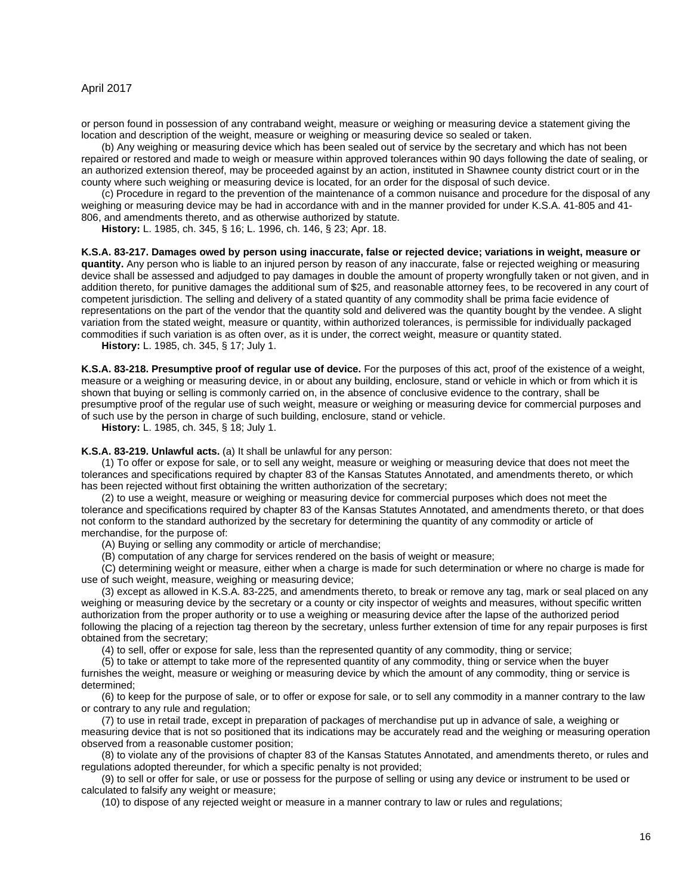or person found in possession of any contraband weight, measure or weighing or measuring device a statement giving the location and description of the weight, measure or weighing or measuring device so sealed or taken.

(b) Any weighing or measuring device which has been sealed out of service by the secretary and which has not been repaired or restored and made to weigh or measure within approved tolerances within 90 days following the date of sealing, or an authorized extension thereof, may be proceeded against by an action, instituted in Shawnee county district court or in the county where such weighing or measuring device is located, for an order for the disposal of such device.

(c) Procedure in regard to the prevention of the maintenance of a common nuisance and procedure for the disposal of any weighing or measuring device may be had in accordance with and in the manner provided for under K.S.A. 41-805 and 41-806, and amendments thereto, and as otherwise authorized by statute.

**History:** L. 1985, ch. 345, § 16; L. 1996, ch. 146, § 23; Apr. 18.

**K.S.A. 83-217. Damages owed by person using inaccurate, false or rejected device; variations in weight, measure or quantity.** Any person who is liable to an injured person by reason of any inaccurate, false or rejected weighing or measuring device shall be assessed and adjudged to pay damages in double the amount of property wrongfully taken or not given, and in addition thereto, for punitive damages the additional sum of $25, and reasonable attorney fees, to be recovered in any court of competent jurisdiction. The selling and delivery of a stated quantity of any commodity shall be prima facie evidence of representations on the part of the vendor that the quantity sold and delivered was the quantity bought by the vendee. A slight variation from the stated weight, measure or quantity, within authorized tolerances, is permissible for individually packaged commodities if such variation is as often over, as it is under, the correct weight, measure or quantity stated.

**History:** L. 1985, ch. 345, § 17; July 1.

**K.S.A. 83-218. Presumptive proof of regular use of device.** For the purposes of this act, proof of the existence of a weight, measure or a weighing or measuring device, in or about any building, enclosure, stand or vehicle in which or from which it is shown that buying or selling is commonly carried on, in the absence of conclusive evidence to the contrary, shall be presumptive proof of the regular use of such weight, measure or weighing or measuring device for commercial purposes and of such use by the person in charge of such building, enclosure, stand or vehicle.

**History:** L. 1985, ch. 345, § 18; July 1.

**K.S.A. 83-219. Unlawful acts.** (a) It shall be unlawful for any person:

(1) To offer or expose for sale, or to sell any weight, measure or weighing or measuring device that does not meet the tolerances and specifications required by chapter 83 of the Kansas Statutes Annotated, and amendments thereto, or which has been rejected without first obtaining the written authorization of the secretary;

(2) to use a weight, measure or weighing or measuring device for commercial purposes which does not meet the tolerance and specifications required by chapter 83 of the Kansas Statutes Annotated, and amendments thereto, or that does not conform to the standard authorized by the secretary for determining the quantity of any commodity or article of merchandise, for the purpose of:

(A) Buying or selling any commodity or article of merchandise;

(B) computation of any charge for services rendered on the basis of weight or measure;

(C) determining weight or measure, either when a charge is made for such determination or where no charge is made for use of such weight, measure, weighing or measuring device;

(3) except as allowed in K.S.A. 83-225, and amendments thereto, to break or remove any tag, mark or seal placed on any weighing or measuring device by the secretary or a county or city inspector of weights and measures, without specific written authorization from the proper authority or to use a weighing or measuring device after the lapse of the authorized period following the placing of a rejection tag thereon by the secretary, unless further extension of time for any repair purposes is first obtained from the secretary;

(4) to sell, offer or expose for sale, less than the represented quantity of any commodity, thing or service;

(5) to take or attempt to take more of the represented quantity of any commodity, thing or service when the buyer furnishes the weight, measure or weighing or measuring device by which the amount of any commodity, thing or service is determined;

(6) to keep for the purpose of sale, or to offer or expose for sale, or to sell any commodity in a manner contrary to the law or contrary to any rule and regulation;

(7) to use in retail trade, except in preparation of packages of merchandise put up in advance of sale, a weighing or measuring device that is not so positioned that its indications may be accurately read and the weighing or measuring operation observed from a reasonable customer position;

(8) to violate any of the provisions of chapter 83 of the Kansas Statutes Annotated, and amendments thereto, or rules and regulations adopted thereunder, for which a specific penalty is not provided;

(9) to sell or offer for sale, or use or possess for the purpose of selling or using any device or instrument to be used or calculated to falsify any weight or measure;

(10) to dispose of any rejected weight or measure in a manner contrary to law or rules and regulations;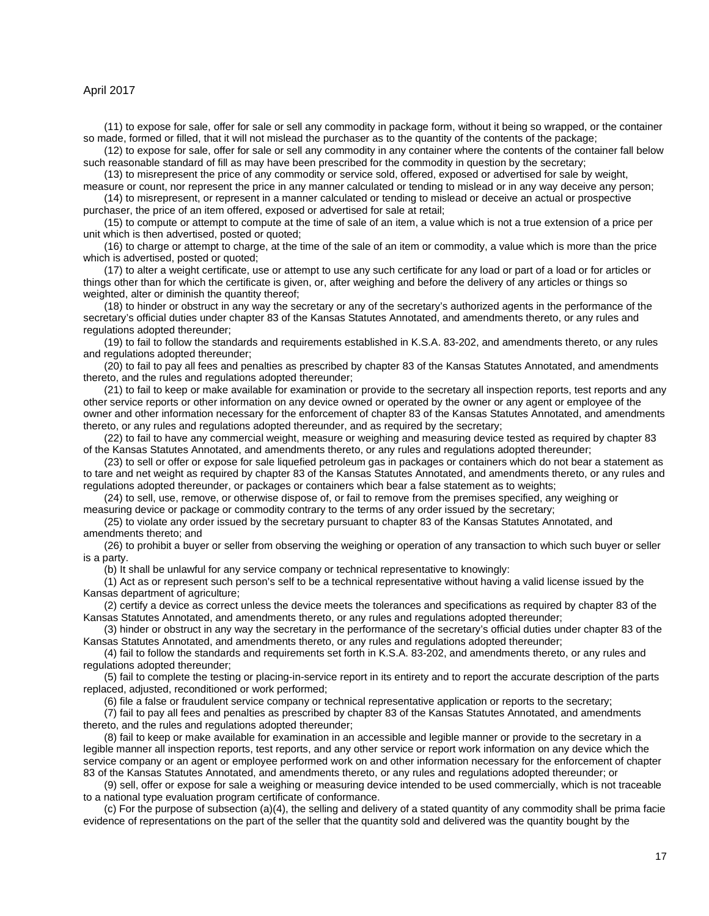(11) to expose for sale, offer for sale or sell any commodity in package form, without it being so wrapped, or the container so made, formed or filled, that it will not mislead the purchaser as to the quantity of the contents of the package;

(12) to expose for sale, offer for sale or sell any commodity in any container where the contents of the container fall below such reasonable standard of fill as may have been prescribed for the commodity in question by the secretary;

(13) to misrepresent the price of any commodity or service sold, offered, exposed or advertised for sale by weight, measure or count, nor represent the price in any manner calculated or tending to mislead or in any way deceive any person;

(14) to misrepresent, or represent in a manner calculated or tending to mislead or deceive an actual or prospective purchaser, the price of an item offered, exposed or advertised for sale at retail;

(15) to compute or attempt to compute at the time of sale of an item, a value which is not a true extension of a price per unit which is then advertised, posted or quoted;

(16) to charge or attempt to charge, at the time of the sale of an item or commodity, a value which is more than the price which is advertised, posted or quoted;

(17) to alter a weight certificate, use or attempt to use any such certificate for any load or part of a load or for articles or things other than for which the certificate is given, or, after weighing and before the delivery of any articles or things so weighted, alter or diminish the quantity thereof;

(18) to hinder or obstruct in any way the secretary or any of the secretary's authorized agents in the performance of the secretary's official duties under chapter 83 of the Kansas Statutes Annotated, and amendments thereto, or any rules and regulations adopted thereunder;

(19) to fail to follow the standards and requirements established in K.S.A. 83-202, and amendments thereto, or any rules and regulations adopted thereunder;

(20) to fail to pay all fees and penalties as prescribed by chapter 83 of the Kansas Statutes Annotated, and amendments thereto, and the rules and regulations adopted thereunder;

(21) to fail to keep or make available for examination or provide to the secretary all inspection reports, test reports and any other service reports or other information on any device owned or operated by the owner or any agent or employee of the owner and other information necessary for the enforcement of chapter 83 of the Kansas Statutes Annotated, and amendments thereto, or any rules and regulations adopted thereunder, and as required by the secretary;

(22) to fail to have any commercial weight, measure or weighing and measuring device tested as required by chapter 83 of the Kansas Statutes Annotated, and amendments thereto, or any rules and regulations adopted thereunder;

(23) to sell or offer or expose for sale liquefied petroleum gas in packages or containers which do not bear a statement as to tare and net weight as required by chapter 83 of the Kansas Statutes Annotated, and amendments thereto, or any rules and regulations adopted thereunder, or packages or containers which bear a false statement as to weights;

(24) to sell, use, remove, or otherwise dispose of, or fail to remove from the premises specified, any weighing or measuring device or package or commodity contrary to the terms of any order issued by the secretary;

(25) to violate any order issued by the secretary pursuant to chapter 83 of the Kansas Statutes Annotated, and amendments thereto; and

(26) to prohibit a buyer or seller from observing the weighing or operation of any transaction to which such buyer or seller is a party.

(b) It shall be unlawful for any service company or technical representative to knowingly:

(1) Act as or represent such person's self to be a technical representative without having a valid license issued by the Kansas department of agriculture;

(2) certify a device as correct unless the device meets the tolerances and specifications as required by chapter 83 of the Kansas Statutes Annotated, and amendments thereto, or any rules and regulations adopted thereunder;

(3) hinder or obstruct in any way the secretary in the performance of the secretary's official duties under chapter 83 of the Kansas Statutes Annotated, and amendments thereto, or any rules and regulations adopted thereunder;

(4) fail to follow the standards and requirements set forth in K.S.A. 83-202, and amendments thereto, or any rules and regulations adopted thereunder;

(5) fail to complete the testing or placing-in-service report in its entirety and to report the accurate description of the parts replaced, adjusted, reconditioned or work performed;

(6) file a false or fraudulent service company or technical representative application or reports to the secretary;

(7) fail to pay all fees and penalties as prescribed by chapter 83 of the Kansas Statutes Annotated, and amendments thereto, and the rules and regulations adopted thereunder;

(8) fail to keep or make available for examination in an accessible and legible manner or provide to the secretary in a legible manner all inspection reports, test reports, and any other service or report work information on any device which the service company or an agent or employee performed work on and other information necessary for the enforcement of chapter 83 of the Kansas Statutes Annotated, and amendments thereto, or any rules and regulations adopted thereunder; or

(9) sell, offer or expose for sale a weighing or measuring device intended to be used commercially, which is not traceable to a national type evaluation program certificate of conformance.

(c) For the purpose of subsection (a)(4), the selling and delivery of a stated quantity of any commodity shall be prima facie evidence of representations on the part of the seller that the quantity sold and delivered was the quantity bought by the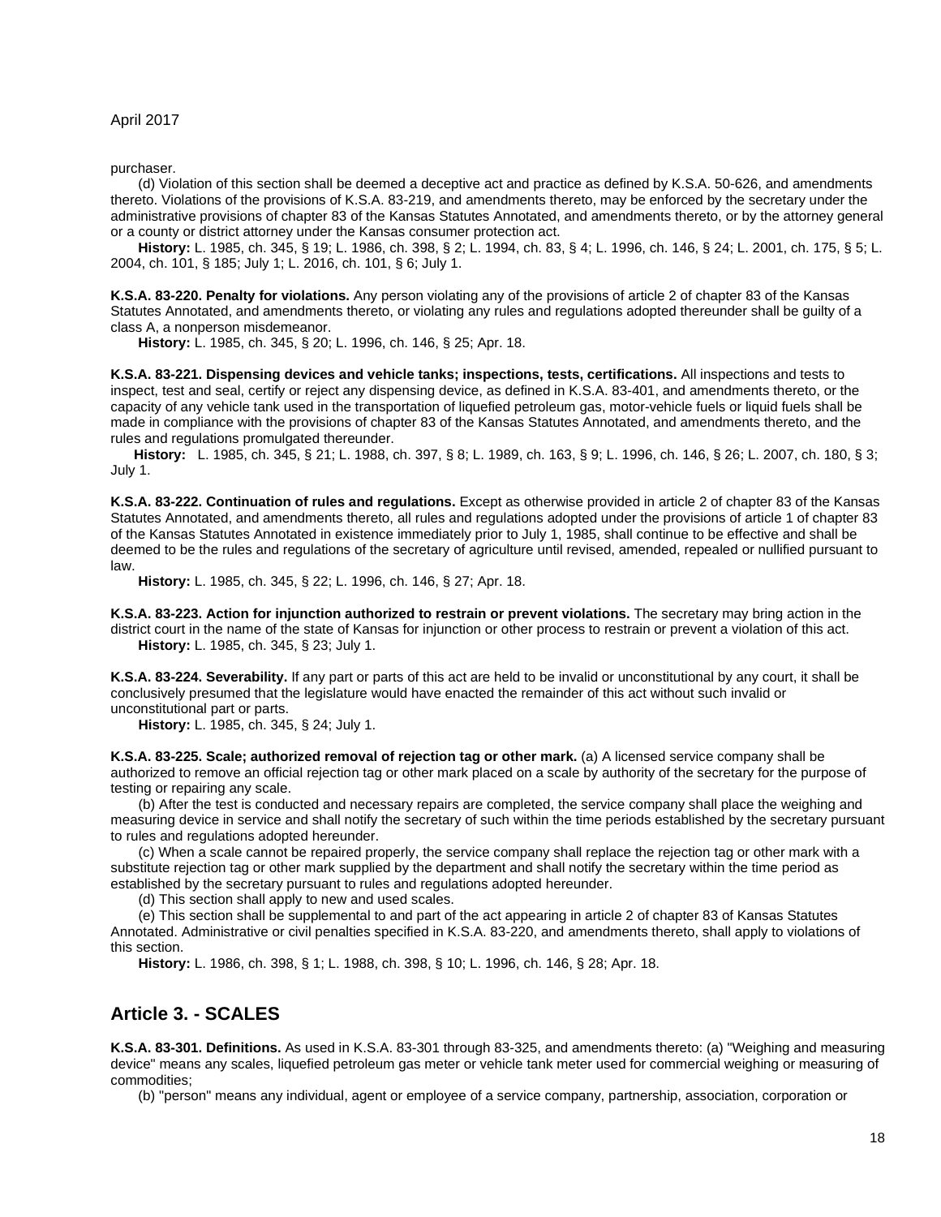purchaser.

(d) Violation of this section shall be deemed a deceptive act and practice as defined by K.S.A. 50-626, and amendments thereto. Violations of the provisions of K.S.A. 83-219, and amendments thereto, may be enforced by the secretary under the administrative provisions of chapter 83 of the Kansas Statutes Annotated, and amendments thereto, or by the attorney general or a county or district attorney under the Kansas consumer protection act.

**History:** L. 1985, ch. 345, § 19; L. 1986, ch. 398, § 2; L. 1994, ch. 83, § 4; L. 1996, ch. 146, § 24; L. 2001, ch. 175, § 5; L. 2004, ch. 101, § 185; July 1; L. 2016, ch. 101, § 6; July 1.

**K.S.A. 83-220. Penalty for violations.** Any person violating any of the provisions of article 2 of chapter 83 of the Kansas Statutes Annotated, and amendments thereto, or violating any rules and regulations adopted thereunder shall be guilty of a class A, a nonperson misdemeanor.

**History:** L. 1985, ch. 345, § 20; L. 1996, ch. 146, § 25; Apr. 18.

**K.S.A. 83-221. Dispensing devices and vehicle tanks; inspections, tests, certifications.** All inspections and tests to inspect, test and seal, certify or reject any dispensing device, as defined in K.S.A. 83-401, and amendments thereto, or the capacity of any vehicle tank used in the transportation of liquefied petroleum gas, motor-vehicle fuels or liquid fuels shall be made in compliance with the provisions of chapter 83 of the Kansas Statutes Annotated, and amendments thereto, and the rules and regulations promulgated thereunder.

**History:** L. 1985, ch. 345, § 21; L. 1988, ch. 397, § 8; L. 1989, ch. 163, § 9; L. 1996, ch. 146, § 26; L. 2007, ch. 180, § 3; July 1.

**K.S.A. 83-222. Continuation of rules and regulations.** Except as otherwise provided in article 2 of chapter 83 of the Kansas Statutes Annotated, and amendments thereto, all rules and regulations adopted under the provisions of article 1 of chapter 83 of the Kansas Statutes Annotated in existence immediately prior to July 1, 1985, shall continue to be effective and shall be deemed to be the rules and regulations of the secretary of agriculture until revised, amended, repealed or nullified pursuant to law.

**History:** L. 1985, ch. 345, § 22; L. 1996, ch. 146, § 27; Apr. 18.

**K.S.A. 83-223. Action for injunction authorized to restrain or prevent violations.** The secretary may bring action in the district court in the name of the state of Kansas for injunction or other process to restrain or prevent a violation of this act.

**History:** L. 1985, ch. 345, § 23; July 1.

**K.S.A. 83-224. Severability.** If any part or parts of this act are held to be invalid or unconstitutional by any court, it shall be conclusively presumed that the legislature would have enacted the remainder of this act without such invalid or unconstitutional part or parts.

**History:** L. 1985, ch. 345, § 24; July 1.

**K.S.A. 83-225. Scale; authorized removal of rejection tag or other mark.** (a) A licensed service company shall be authorized to remove an official rejection tag or other mark placed on a scale by authority of the secretary for the purpose of testing or repairing any scale.

(b) After the test is conducted and necessary repairs are completed, the service company shall place the weighing and measuring device in service and shall notify the secretary of such within the time periods established by the secretary pursuant to rules and regulations adopted hereunder.

(c) When a scale cannot be repaired properly, the service company shall replace the rejection tag or other mark with a substitute rejection tag or other mark supplied by the department and shall notify the secretary within the time period as established by the secretary pursuant to rules and regulations adopted hereunder.

(d) This section shall apply to new and used scales.

(e) This section shall be supplemental to and part of the act appearing in article 2 of chapter 83 of Kansas Statutes Annotated. Administrative or civil penalties specified in K.S.A. 83-220, and amendments thereto, shall apply to violations of this section.

**History:** L. 1986, ch. 398, § 1; L. 1988, ch. 398, § 10; L. 1996, ch. 146, § 28; Apr. 18.

## Article 3. - SCALES

**K.S.A. 83-301. Definitions.** As used in K.S.A. 83-301 through 83-325, and amendments thereto: (a) "Weighing and measuring device" means any scales, liquefied petroleum gas meter or vehicle tank meter used for commercial weighing or measuring of commodities;

(b) "person" means any individual, agent or employee of a service company, partnership, association, corporation or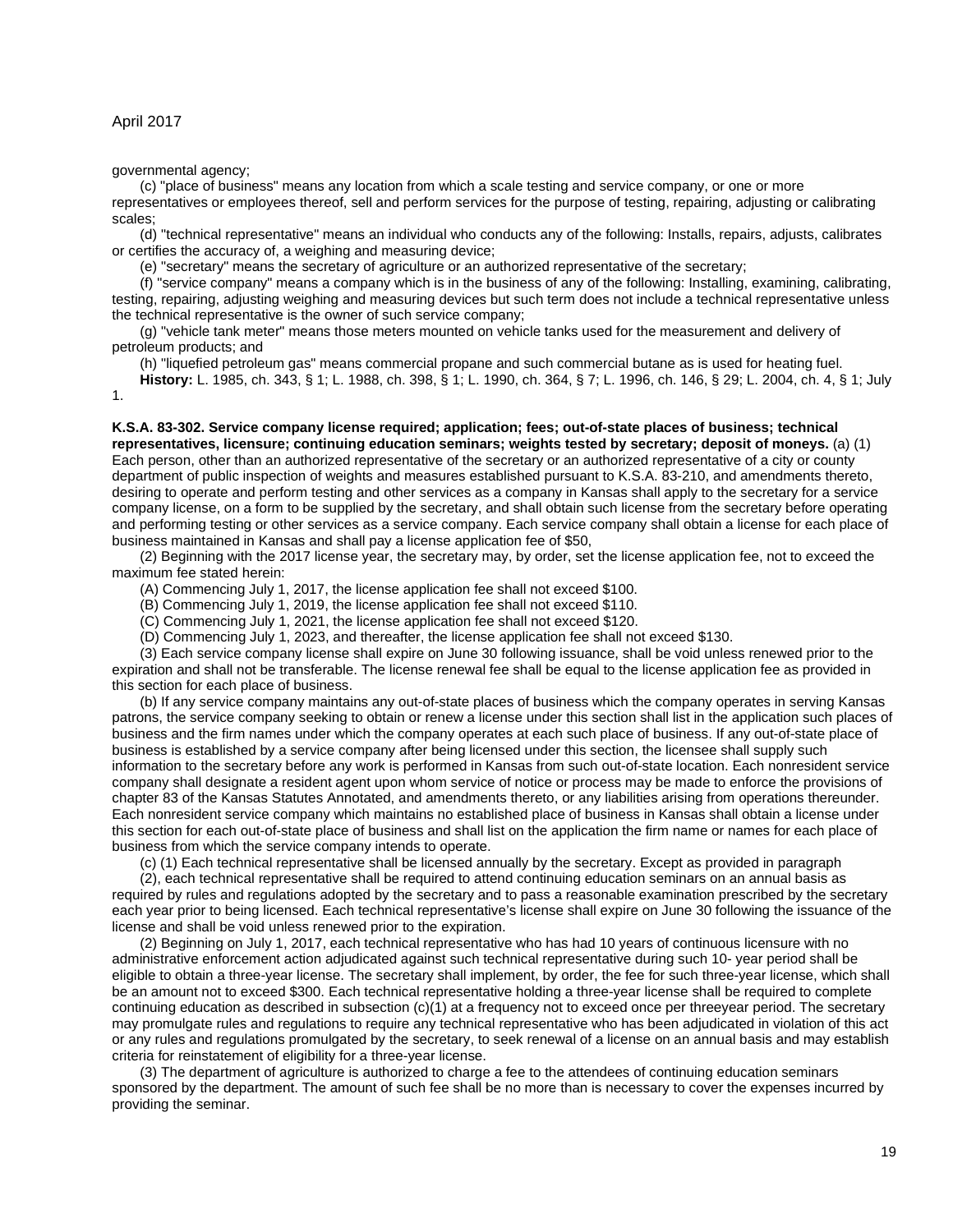governmental agency;

(c) "place of business" means any location from which a scale testing and service company, or one or more representatives or employees thereof, sell and perform services for the purpose of testing, repairing, adjusting or calibrating scales;

(d) "technical representative" means an individual who conducts any of the following: Installs, repairs, adjusts, calibrates or certifies the accuracy of, a weighing and measuring device;

(e) "secretary" means the secretary of agriculture or an authorized representative of the secretary;

(f) "service company" means a company which is in the business of any of the following: Installing, examining, calibrating, testing, repairing, adjusting weighing and measuring devices but such term does not include a technical representative unless the technical representative is the owner of such service company;

(g) "vehicle tank meter" means those meters mounted on vehicle tanks used for the measurement and delivery of petroleum products; and

(h) "liquefied petroleum gas" means commercial propane and such commercial butane as is used for heating fuel.

**History:** L. 1985, ch. 343, § 1; L. 1988, ch. 398, § 1; L. 1990, ch. 364, § 7; L. 1996, ch. 146, § 29; L. 2004, ch. 4, § 1; July 1.

**K.S.A. 83-302. Service company license required; application; fees; out-of-state places of business; technical representatives, licensure; continuing education seminars; weights tested by secretary; deposit of moneys.** (a) (1) Each person, other than an authorized representative of the secretary or an authorized representative of a city or county department of public inspection of weights and measures established pursuant to K.S.A. 83-210, and amendments thereto, desiring to operate and perform testing and other services as a company in Kansas shall apply to the secretary for a service company license, on a form to be supplied by the secretary, and shall obtain such license from the secretary before operating and performing testing or other services as a service company. Each service company shall obtain a license for each place of business maintained in Kansas and shall pay a license application fee of $50,

(2) Beginning with the 2017 license year, the secretary may, by order, set the license application fee, not to exceed the maximum fee stated herein:

(A) Commencing July 1, 2017, the license application fee shall not exceed $100.

(B) Commencing July 1, 2019, the license application fee shall not exceed $110.

(C) Commencing July 1, 2021, the license application fee shall not exceed $120.

(D) Commencing July 1, 2023, and thereafter, the license application fee shall not exceed $130.

(3) Each service company license shall expire on June 30 following issuance, shall be void unless renewed prior to the expiration and shall not be transferable. The license renewal fee shall be equal to the license application fee as provided in this section for each place of business.

(b) If any service company maintains any out-of-state places of business which the company operates in serving Kansas patrons, the service company seeking to obtain or renew a license under this section shall list in the application such places of business and the firm names under which the company operates at each such place of business. If any out-of-state place of business is established by a service company after being licensed under this section, the licensee shall supply such information to the secretary before any work is performed in Kansas from such out-of-state location. Each nonresident service company shall designate a resident agent upon whom service of notice or process may be made to enforce the provisions of chapter 83 of the Kansas Statutes Annotated, and amendments thereto, or any liabilities arising from operations thereunder. Each nonresident service company which maintains no established place of business in Kansas shall obtain a license under this section for each out-of-state place of business and shall list on the application the firm name or names for each place of business from which the service company intends to operate.

(c) (1) Each technical representative shall be licensed annually by the secretary. Except as provided in paragraph (2), each technical representative shall be required to attend continuing education seminars on an annual basis as required by rules and regulations adopted by the secretary and to pass a reasonable examination prescribed by the secretary each year prior to being licensed. Each technical representative's license shall expire on June 30 following the issuance of the license and shall be void unless renewed prior to the expiration.

(2) Beginning on July 1, 2017, each technical representative who has had 10 years of continuous licensure with no administrative enforcement action adjudicated against such technical representative during such 10- year period shall be eligible to obtain a three-year license. The secretary shall implement, by order, the fee for such three-year license, which shall be an amount not to exceed $300. Each technical representative holding a three-year license shall be required to complete continuing education as described in subsection (c)(1) at a frequency not to exceed once per threeyear period. The secretary may promulgate rules and regulations to require any technical representative who has been adjudicated in violation of this act or any rules and regulations promulgated by the secretary, to seek renewal of a license on an annual basis and may establish criteria for reinstatement of eligibility for a three-year license.

(3) The department of agriculture is authorized to charge a fee to the attendees of continuing education seminars sponsored by the department. The amount of such fee shall be no more than is necessary to cover the expenses incurred by providing the seminar.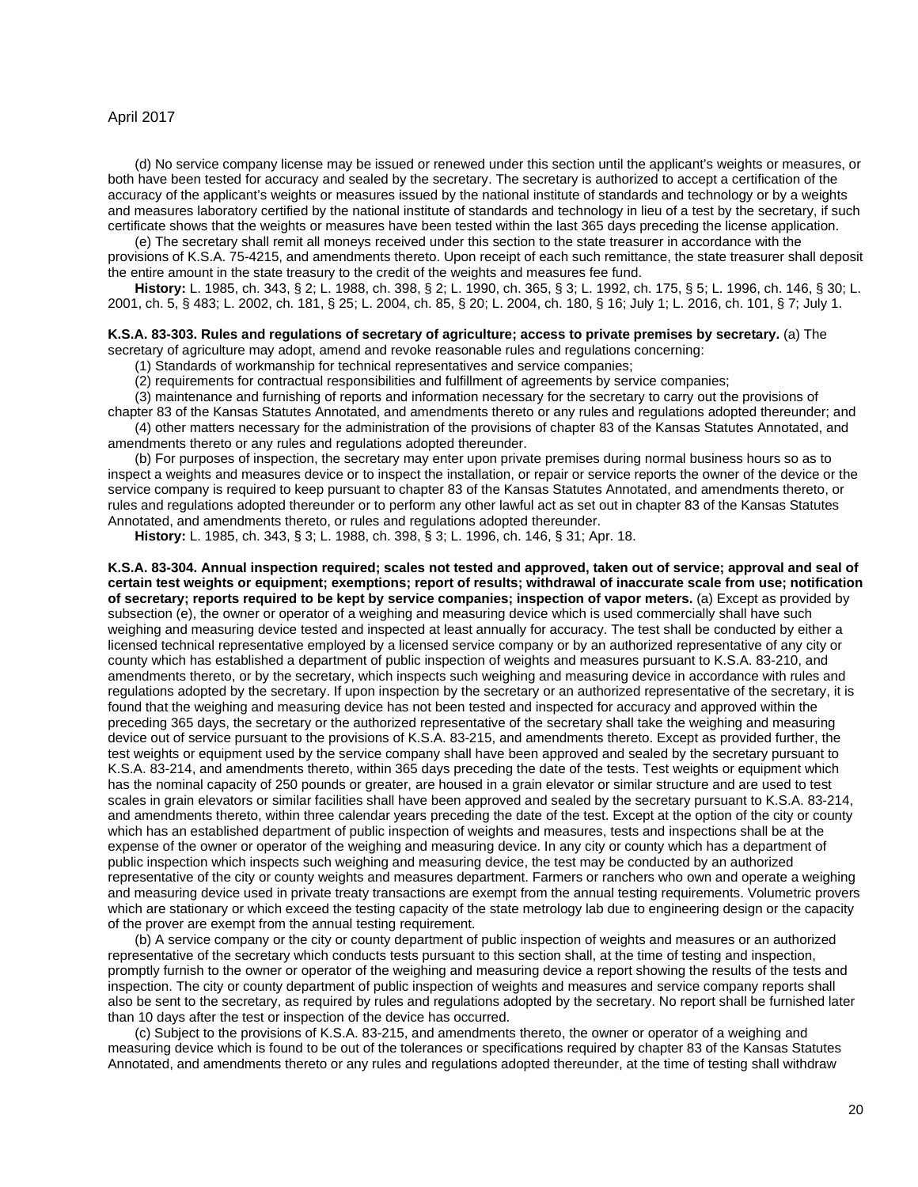(d) No service company license may be issued or renewed under this section until the applicant's weights or measures, or both have been tested for accuracy and sealed by the secretary. The secretary is authorized to accept a certification of the accuracy of the applicant's weights or measures issued by the national institute of standards and technology or by a weights and measures laboratory certified by the national institute of standards and technology in lieu of a test by the secretary, if such certificate shows that the weights or measures have been tested within the last 365 days preceding the license application.

(e) The secretary shall remit all moneys received under this section to the state treasurer in accordance with the provisions of K.S.A. 75-4215, and amendments thereto. Upon receipt of each such remittance, the state treasurer shall deposit the entire amount in the state treasury to the credit of the weights and measures fee fund.

**History:** L. 1985, ch. 343, § 2; L. 1988, ch. 398, § 2; L. 1990, ch. 365, § 3; L. 1992, ch. 175, § 5; L. 1996, ch. 146, § 30; L. 2001, ch. 5, § 483; L. 2002, ch. 181, § 25; L. 2004, ch. 85, § 20; L. 2004, ch. 180, § 16; July 1; L. 2016, ch. 101, § 7; July 1.

**K.S.A. 83-303. Rules and regulations of secretary of agriculture; access to private premises by secretary.** (a) The secretary of agriculture may adopt, amend and revoke reasonable rules and regulations concerning:

(1) Standards of workmanship for technical representatives and service companies;

(2) requirements for contractual responsibilities and fulfillment of agreements by service companies;

(3) maintenance and furnishing of reports and information necessary for the secretary to carry out the provisions of chapter 83 of the Kansas Statutes Annotated, and amendments thereto or any rules and regulations adopted thereunder; and

(4) other matters necessary for the administration of the provisions of chapter 83 of the Kansas Statutes Annotated, and amendments thereto or any rules and regulations adopted thereunder.

(b) For purposes of inspection, the secretary may enter upon private premises during normal business hours so as to inspect a weights and measures device or to inspect the installation, or repair or service reports the owner of the device or the service company is required to keep pursuant to chapter 83 of the Kansas Statutes Annotated, and amendments thereto, or rules and regulations adopted thereunder or to perform any other lawful act as set out in chapter 83 of the Kansas Statutes Annotated, and amendments thereto, or rules and regulations adopted thereunder.

**History:** L. 1985, ch. 343, § 3; L. 1988, ch. 398, § 3; L. 1996, ch. 146, § 31; Apr. 18.

**K.S.A. 83-304. Annual inspection required; scales not tested and approved, taken out of service; approval and seal of certain test weights or equipment; exemptions; report of results; withdrawal of inaccurate scale from use; notification of secretary; reports required to be kept by service companies; inspection of vapor meters.** (a) Except as provided by subsection (e), the owner or operator of a weighing and measuring device which is used commercially shall have such weighing and measuring device tested and inspected at least annually for accuracy. The test shall be conducted by either a licensed technical representative employed by a licensed service company or by an authorized representative of any city or county which has established a department of public inspection of weights and measures pursuant to K.S.A. 83-210, and amendments thereto, or by the secretary, which inspects such weighing and measuring device in accordance with rules and regulations adopted by the secretary. If upon inspection by the secretary or an authorized representative of the secretary, it is found that the weighing and measuring device has not been tested and inspected for accuracy and approved within the preceding 365 days, the secretary or the authorized representative of the secretary shall take the weighing and measuring device out of service pursuant to the provisions of K.S.A. 83-215, and amendments thereto. Except as provided further, the test weights or equipment used by the service company shall have been approved and sealed by the secretary pursuant to K.S.A. 83-214, and amendments thereto, within 365 days preceding the date of the tests. Test weights or equipment which has the nominal capacity of 250 pounds or greater, are housed in a grain elevator or similar structure and are used to test scales in grain elevators or similar facilities shall have been approved and sealed by the secretary pursuant to K.S.A. 83-214, and amendments thereto, within three calendar years preceding the date of the test. Except at the option of the city or county which has an established department of public inspection of weights and measures, tests and inspections shall be at the expense of the owner or operator of the weighing and measuring device. In any city or county which has a department of public inspection which inspects such weighing and measuring device, the test may be conducted by an authorized representative of the city or county weights and measures department. Farmers or ranchers who own and operate a weighing and measuring device used in private treaty transactions are exempt from the annual testing requirements. Volumetric provers which are stationary or which exceed the testing capacity of the state metrology lab due to engineering design or the capacity of the prover are exempt from the annual testing requirement.

(b) A service company or the city or county department of public inspection of weights and measures or an authorized representative of the secretary which conducts tests pursuant to this section shall, at the time of testing and inspection, promptly furnish to the owner or operator of the weighing and measuring device a report showing the results of the tests and inspection. The city or county department of public inspection of weights and measures and service company reports shall also be sent to the secretary, as required by rules and regulations adopted by the secretary. No report shall be furnished later than 10 days after the test or inspection of the device has occurred.

(c) Subject to the provisions of K.S.A. 83-215, and amendments thereto, the owner or operator of a weighing and measuring device which is found to be out of the tolerances or specifications required by chapter 83 of the Kansas Statutes Annotated, and amendments thereto or any rules and regulations adopted thereunder, at the time of testing shall withdraw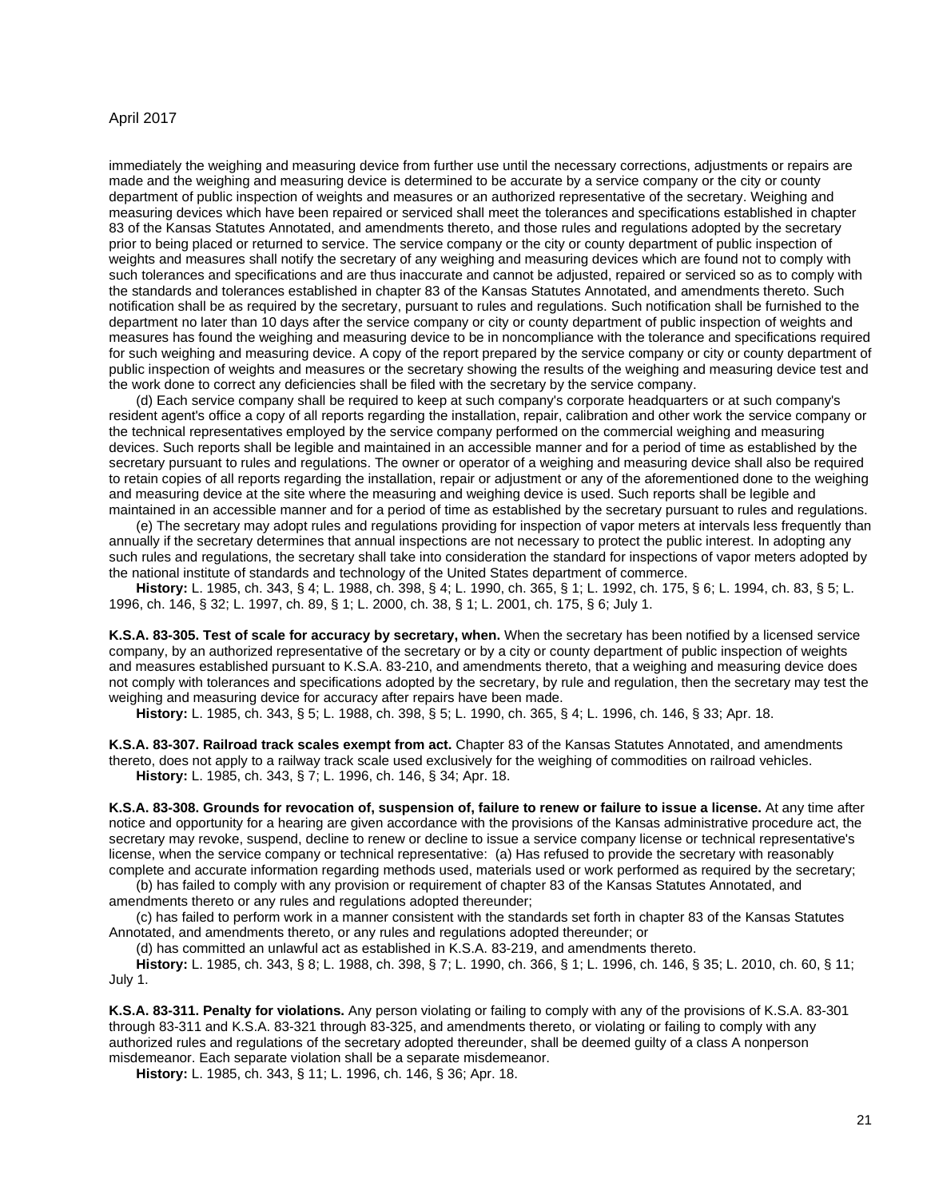immediately the weighing and measuring device from further use until the necessary corrections, adjustments or repairs are made and the weighing and measuring device is determined to be accurate by a service company or the city or county department of public inspection of weights and measures or an authorized representative of the secretary. Weighing and measuring devices which have been repaired or serviced shall meet the tolerances and specifications established in chapter 83 of the Kansas Statutes Annotated, and amendments thereto, and those rules and regulations adopted by the secretary prior to being placed or returned to service. The service company or the city or county department of public inspection of weights and measures shall notify the secretary of any weighing and measuring devices which are found not to comply with such tolerances and specifications and are thus inaccurate and cannot be adjusted, repaired or serviced so as to comply with the standards and tolerances established in chapter 83 of the Kansas Statutes Annotated, and amendments thereto. Such notification shall be as required by the secretary, pursuant to rules and regulations. Such notification shall be furnished to the department no later than 10 days after the service company or city or county department of public inspection of weights and measures has found the weighing and measuring device to be in noncompliance with the tolerance and specifications required for such weighing and measuring device. A copy of the report prepared by the service company or city or county department of public inspection of weights and measures or the secretary showing the results of the weighing and measuring device test and the work done to correct any deficiencies shall be filed with the secretary by the service company.

(d) Each service company shall be required to keep at such company's corporate headquarters or at such company's resident agent's office a copy of all reports regarding the installation, repair, calibration and other work the service company or the technical representatives employed by the service company performed on the commercial weighing and measuring devices. Such reports shall be legible and maintained in an accessible manner and for a period of time as established by the secretary pursuant to rules and regulations. The owner or operator of a weighing and measuring device shall also be required to retain copies of all reports regarding the installation, repair or adjustment or any of the aforementioned done to the weighing and measuring device at the site where the measuring and weighing device is used. Such reports shall be legible and maintained in an accessible manner and for a period of time as established by the secretary pursuant to rules and regulations.

(e) The secretary may adopt rules and regulations providing for inspection of vapor meters at intervals less frequently than annually if the secretary determines that annual inspections are not necessary to protect the public interest. In adopting any such rules and regulations, the secretary shall take into consideration the standard for inspections of vapor meters adopted by the national institute of standards and technology of the United States department of commerce.

**History:** L. 1985, ch. 343, § 4; L. 1988, ch. 398, § 4; L. 1990, ch. 365, § 1; L. 1992, ch. 175, § 6; L. 1994, ch. 83, § 5; L. 1996, ch. 146, § 32; L. 1997, ch. 89, § 1; L. 2000, ch. 38, § 1; L. 2001, ch. 175, § 6; July 1.

**K.S.A. 83-305. Test of scale for accuracy by secretary, when.** When the secretary has been notified by a licensed service company, by an authorized representative of the secretary or by a city or county department of public inspection of weights and measures established pursuant to K.S.A. 83-210, and amendments thereto, that a weighing and measuring device does not comply with tolerances and specifications adopted by the secretary, by rule and regulation, then the secretary may test the weighing and measuring device for accuracy after repairs have been made.

**History:** L. 1985, ch. 343, § 5; L. 1988, ch. 398, § 5; L. 1990, ch. 365, § 4; L. 1996, ch. 146, § 33; Apr. 18.

**K.S.A. 83-307. Railroad track scales exempt from act.** Chapter 83 of the Kansas Statutes Annotated, and amendments thereto, does not apply to a railway track scale used exclusively for the weighing of commodities on railroad vehicles.

**History:** L. 1985, ch. 343, § 7; L. 1996, ch. 146, § 34; Apr. 18.

**K.S.A. 83-308. Grounds for revocation of, suspension of, failure to renew or failure to issue a license.** At any time after notice and opportunity for a hearing are given accordance with the provisions of the Kansas administrative procedure act, the secretary may revoke, suspend, decline to renew or decline to issue a service company license or technical representative's license, when the service company or technical representative: (a) Has refused to provide the secretary with reasonably complete and accurate information regarding methods used, materials used or work performed as required by the secretary;

(b) has failed to comply with any provision or requirement of chapter 83 of the Kansas Statutes Annotated, and amendments thereto or any rules and regulations adopted thereunder;

(c) has failed to perform work in a manner consistent with the standards set forth in chapter 83 of the Kansas Statutes Annotated, and amendments thereto, or any rules and regulations adopted thereunder; or

(d) has committed an unlawful act as established in K.S.A. 83-219, and amendments thereto.

**History:** L. 1985, ch. 343, § 8; L. 1988, ch. 398, § 7; L. 1990, ch. 366, § 1; L. 1996, ch. 146, § 35; L. 2010, ch. 60, § 11; July 1.

**K.S.A. 83-311. Penalty for violations.** Any person violating or failing to comply with any of the provisions of K.S.A. 83-301 through 83-311 and K.S.A. 83-321 through 83-325, and amendments thereto, or violating or failing to comply with any authorized rules and regulations of the secretary adopted thereunder, shall be deemed guilty of a class A nonperson misdemeanor. Each separate violation shall be a separate misdemeanor.

**History:** L. 1985, ch. 343, § 11; L. 1996, ch. 146, § 36; Apr. 18.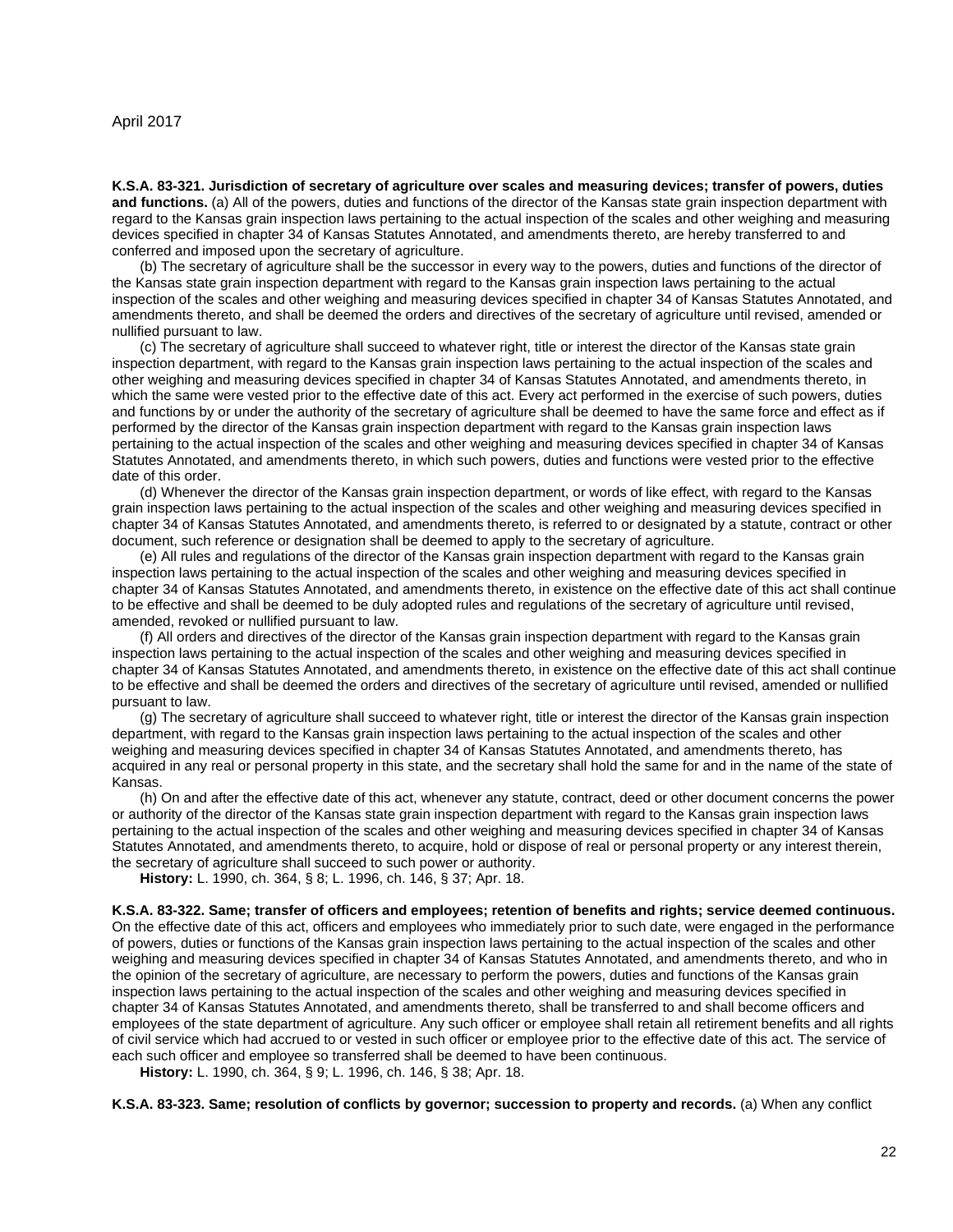April 2017

**K.S.A. 83-321. Jurisdiction of secretary of agriculture over scales and measuring devices; transfer of powers, duties and functions.** (a) All of the powers, duties and functions of the director of the Kansas state grain inspection department with regard to the Kansas grain inspection laws pertaining to the actual inspection of the scales and other weighing and measuring devices specified in chapter 34 of Kansas Statutes Annotated, and amendments thereto, are hereby transferred to and conferred and imposed upon the secretary of agriculture.

(b) The secretary of agriculture shall be the successor in every way to the powers, duties and functions of the director of the Kansas state grain inspection department with regard to the Kansas grain inspection laws pertaining to the actual inspection of the scales and other weighing and measuring devices specified in chapter 34 of Kansas Statutes Annotated, and amendments thereto, and shall be deemed the orders and directives of the secretary of agriculture until revised, amended or nullified pursuant to law.

(c) The secretary of agriculture shall succeed to whatever right, title or interest the director of the Kansas state grain inspection department, with regard to the Kansas grain inspection laws pertaining to the actual inspection of the scales and other weighing and measuring devices specified in chapter 34 of Kansas Statutes Annotated, and amendments thereto, in which the same were vested prior to the effective date of this act. Every act performed in the exercise of such powers, duties and functions by or under the authority of the secretary of agriculture shall be deemed to have the same force and effect as if performed by the director of the Kansas grain inspection department with regard to the Kansas grain inspection laws pertaining to the actual inspection of the scales and other weighing and measuring devices specified in chapter 34 of Kansas Statutes Annotated, and amendments thereto, in which such powers, duties and functions were vested prior to the effective date of this order.

(d) Whenever the director of the Kansas grain inspection department, or words of like effect, with regard to the Kansas grain inspection laws pertaining to the actual inspection of the scales and other weighing and measuring devices specified in chapter 34 of Kansas Statutes Annotated, and amendments thereto, is referred to or designated by a statute, contract or other document, such reference or designation shall be deemed to apply to the secretary of agriculture.

(e) All rules and regulations of the director of the Kansas grain inspection department with regard to the Kansas grain inspection laws pertaining to the actual inspection of the scales and other weighing and measuring devices specified in chapter 34 of Kansas Statutes Annotated, and amendments thereto, in existence on the effective date of this act shall continue to be effective and shall be deemed to be duly adopted rules and regulations of the secretary of agriculture until revised, amended, revoked or nullified pursuant to law.

(f) All orders and directives of the director of the Kansas grain inspection department with regard to the Kansas grain inspection laws pertaining to the actual inspection of the scales and other weighing and measuring devices specified in chapter 34 of Kansas Statutes Annotated, and amendments thereto, in existence on the effective date of this act shall continue to be effective and shall be deemed the orders and directives of the secretary of agriculture until revised, amended or nullified pursuant to law.

(g) The secretary of agriculture shall succeed to whatever right, title or interest the director of the Kansas grain inspection department, with regard to the Kansas grain inspection laws pertaining to the actual inspection of the scales and other weighing and measuring devices specified in chapter 34 of Kansas Statutes Annotated, and amendments thereto, has acquired in any real or personal property in this state, and the secretary shall hold the same for and in the name of the state of Kansas.

(h) On and after the effective date of this act, whenever any statute, contract, deed or other document concerns the power or authority of the director of the Kansas state grain inspection department with regard to the Kansas grain inspection laws pertaining to the actual inspection of the scales and other weighing and measuring devices specified in chapter 34 of Kansas Statutes Annotated, and amendments thereto, to acquire, hold or dispose of real or personal property or any interest therein, the secretary of agriculture shall succeed to such power or authority.

**History:** L. 1990, ch. 364, § 8; L. 1996, ch. 146, § 37; Apr. 18.

**K.S.A. 83-322. Same; transfer of officers and employees; retention of benefits and rights; service deemed continuous.** On the effective date of this act, officers and employees who immediately prior to such date, were engaged in the performance of powers, duties or functions of the Kansas grain inspection laws pertaining to the actual inspection of the scales and other weighing and measuring devices specified in chapter 34 of Kansas Statutes Annotated, and amendments thereto, and who in the opinion of the secretary of agriculture, are necessary to perform the powers, duties and functions of the Kansas grain inspection laws pertaining to the actual inspection of the scales and other weighing and measuring devices specified in chapter 34 of Kansas Statutes Annotated, and amendments thereto, shall be transferred to and shall become officers and employees of the state department of agriculture. Any such officer or employee shall retain all retirement benefits and all rights of civil service which had accrued to or vested in such officer or employee prior to the effective date of this act. The service of each such officer and employee so transferred shall be deemed to have been continuous.

**History:** L. 1990, ch. 364, § 9; L. 1996, ch. 146, § 38; Apr. 18.

**K.S.A. 83-323. Same; resolution of conflicts by governor; succession to property and records.** (a) When any conflict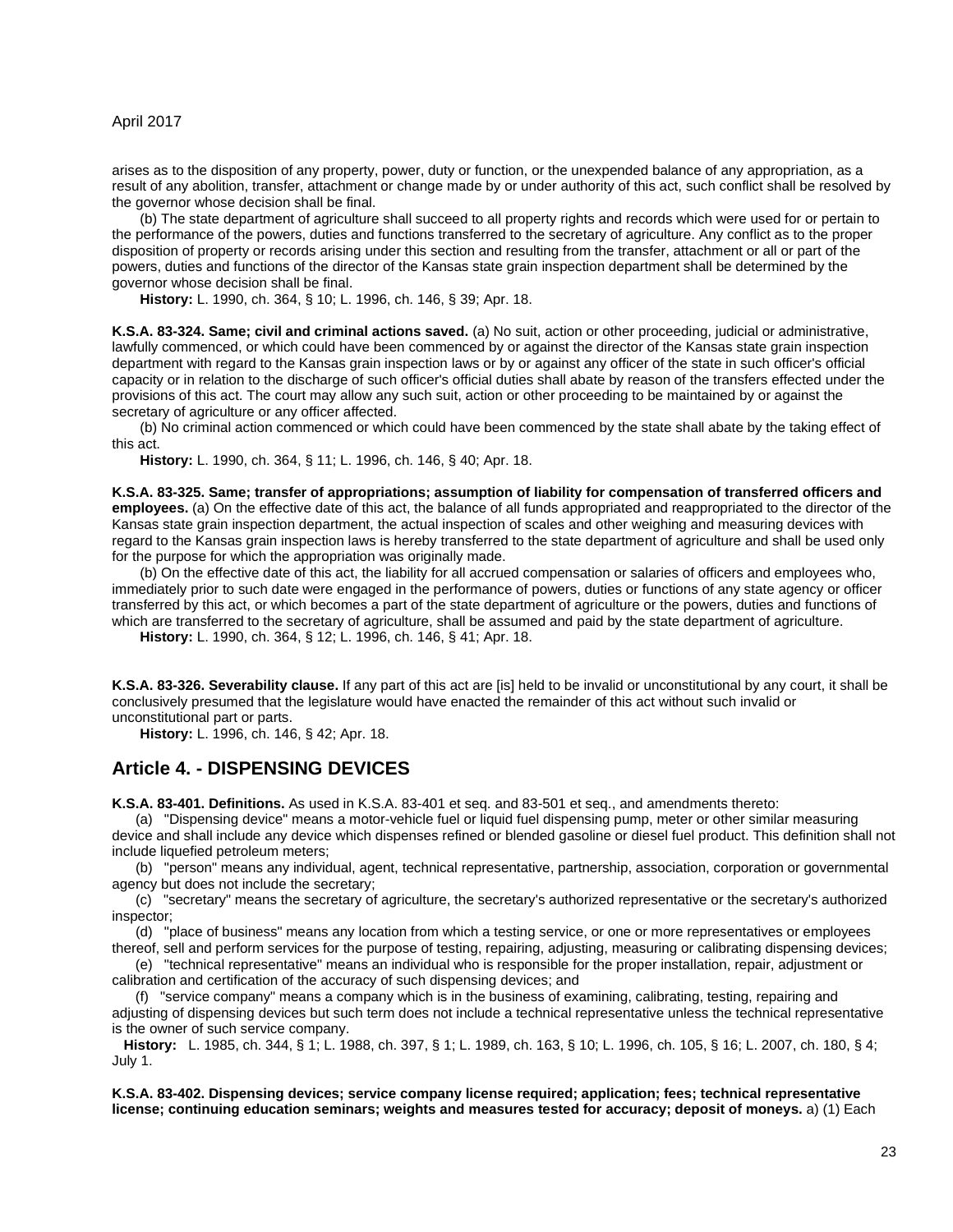arises as to the disposition of any property, power, duty or function, or the unexpended balance of any appropriation, as a result of any abolition, transfer, attachment or change made by or under authority of this act, such conflict shall be resolved by the governor whose decision shall be final.

(b) The state department of agriculture shall succeed to all property rights and records which were used for or pertain to the performance of the powers, duties and functions transferred to the secretary of agriculture. Any conflict as to the proper disposition of property or records arising under this section and resulting from the transfer, attachment or all or part of the powers, duties and functions of the director of the Kansas state grain inspection department shall be determined by the governor whose decision shall be final.

**History:** L. 1990, ch. 364, § 10; L. 1996, ch. 146, § 39; Apr. 18.

**K.S.A. 83-324. Same; civil and criminal actions saved.** (a) No suit, action or other proceeding, judicial or administrative, lawfully commenced, or which could have been commenced by or against the director of the Kansas state grain inspection department with regard to the Kansas grain inspection laws or by or against any officer of the state in such officer's official capacity or in relation to the discharge of such officer's official duties shall abate by reason of the transfers effected under the provisions of this act. The court may allow any such suit, action or other proceeding to be maintained by or against the secretary of agriculture or any officer affected.

(b) No criminal action commenced or which could have been commenced by the state shall abate by the taking effect of this act.

**History:** L. 1990, ch. 364, § 11; L. 1996, ch. 146, § 40; Apr. 18.

**K.S.A. 83-325. Same; transfer of appropriations; assumption of liability for compensation of transferred officers and employees.** (a) On the effective date of this act, the balance of all funds appropriated and reappropriated to the director of the Kansas state grain inspection department, the actual inspection of scales and other weighing and measuring devices with regard to the Kansas grain inspection laws is hereby transferred to the state department of agriculture and shall be used only for the purpose for which the appropriation was originally made.

(b) On the effective date of this act, the liability for all accrued compensation or salaries of officers and employees who, immediately prior to such date were engaged in the performance of powers, duties or functions of any state agency or officer transferred by this act, or which becomes a part of the state department of agriculture or the powers, duties and functions of which are transferred to the secretary of agriculture, shall be assumed and paid by the state department of agriculture.

**History:** L. 1990, ch. 364, § 12; L. 1996, ch. 146, § 41; Apr. 18.

**K.S.A. 83-326. Severability clause.** If any part of this act are [is] held to be invalid or unconstitutional by any court, it shall be conclusively presumed that the legislature would have enacted the remainder of this act without such invalid or unconstitutional part or parts.

**History:** L. 1996, ch. 146, § 42; Apr. 18.

## Article 4. - DISPENSING DEVICES

**K.S.A. 83-401. Definitions.** As used in K.S.A. 83-401 et seq. and 83-501 et seq., and amendments thereto:

(a) "Dispensing device" means a motor-vehicle fuel or liquid fuel dispensing pump, meter or other similar measuring device and shall include any device which dispenses refined or blended gasoline or diesel fuel product. This definition shall not include liquefied petroleum meters;

(b) "person" means any individual, agent, technical representative, partnership, association, corporation or governmental agency but does not include the secretary;

(c) "secretary" means the secretary of agriculture, the secretary's authorized representative or the secretary's authorized inspector;

(d) "place of business" means any location from which a testing service, or one or more representatives or employees thereof, sell and perform services for the purpose of testing, repairing, adjusting, measuring or calibrating dispensing devices;

(e) "technical representative" means an individual who is responsible for the proper installation, repair, adjustment or calibration and certification of the accuracy of such dispensing devices; and

(f) "service company" means a company which is in the business of examining, calibrating, testing, repairing and adjusting of dispensing devices but such term does not include a technical representative unless the technical representative is the owner of such service company.

**History:** L. 1985, ch. 344, § 1; L. 1988, ch. 397, § 1; L. 1989, ch. 163, § 10; L. 1996, ch. 105, § 16; L. 2007, ch. 180, § 4; July 1.

**K.S.A. 83-402. Dispensing devices; service company license required; application; fees; technical representative license; continuing education seminars; weights and measures tested for accuracy; deposit of moneys.** a) (1) Each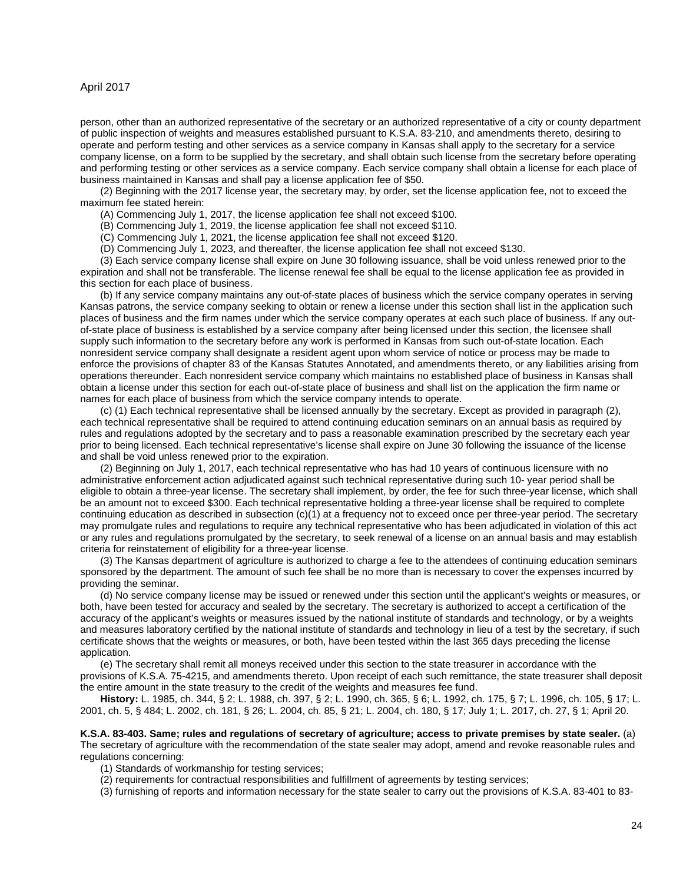person, other than an authorized representative of the secretary or an authorized representative of a city or county department of public inspection of weights and measures established pursuant to K.S.A. 83-210, and amendments thereto, desiring to operate and perform testing and other services as a service company in Kansas shall apply to the secretary for a service company license, on a form to be supplied by the secretary, and shall obtain such license from the secretary before operating and performing testing or other services as a service company. Each service company shall obtain a license for each place of business maintained in Kansas and shall pay a license application fee of $50.

(2) Beginning with the 2017 license year, the secretary may, by order, set the license application fee, not to exceed the maximum fee stated herein:

(A) Commencing July 1, 2017, the license application fee shall not exceed $100.

(B) Commencing July 1, 2019, the license application fee shall not exceed $110.

(C) Commencing July 1, 2021, the license application fee shall not exceed $120.

(D) Commencing July 1, 2023, and thereafter, the license application fee shall not exceed $130.

(3) Each service company license shall expire on June 30 following issuance, shall be void unless renewed prior to the expiration and shall not be transferable. The license renewal fee shall be equal to the license application fee as provided in this section for each place of business.

(b) If any service company maintains any out-of-state places of business which the service company operates in serving Kansas patrons, the service company seeking to obtain or renew a license under this section shall list in the application such places of business and the firm names under which the service company operates at each such place of business. If any out-of-state place of business is established by a service company after being licensed under this section, the licensee shall supply such information to the secretary before any work is performed in Kansas from such out-of-state location. Each nonresident service company shall designate a resident agent upon whom service of notice or process may be made to enforce the provisions of chapter 83 of the Kansas Statutes Annotated, and amendments thereto, or any liabilities arising from operations thereunder. Each nonresident service company which maintains no established place of business in Kansas shall obtain a license under this section for each out-of-state place of business and shall list on the application the firm name or names for each place of business from which the service company intends to operate.

(c) (1) Each technical representative shall be licensed annually by the secretary. Except as provided in paragraph (2), each technical representative shall be required to attend continuing education seminars on an annual basis as required by rules and regulations adopted by the secretary and to pass a reasonable examination prescribed by the secretary each year prior to being licensed. Each technical representative's license shall expire on June 30 following the issuance of the license and shall be void unless renewed prior to the expiration.

(2) Beginning on July 1, 2017, each technical representative who has had 10 years of continuous licensure with no administrative enforcement action adjudicated against such technical representative during such 10- year period shall be eligible to obtain a three-year license. The secretary shall implement, by order, the fee for such three-year license, which shall be an amount not to exceed $300. Each technical representative holding a three-year license shall be required to complete continuing education as described in subsection (c)(1) at a frequency not to exceed once per three-year period. The secretary may promulgate rules and regulations to require any technical representative who has been adjudicated in violation of this act or any rules and regulations promulgated by the secretary, to seek renewal of a license on an annual basis and may establish criteria for reinstatement of eligibility for a three-year license.

(3) The Kansas department of agriculture is authorized to charge a fee to the attendees of continuing education seminars sponsored by the department. The amount of such fee shall be no more than is necessary to cover the expenses incurred by providing the seminar.

(d) No service company license may be issued or renewed under this section until the applicant's weights or measures, or both, have been tested for accuracy and sealed by the secretary. The secretary is authorized to accept a certification of the accuracy of the applicant's weights or measures issued by the national institute of standards and technology, or by a weights and measures laboratory certified by the national institute of standards and technology in lieu of a test by the secretary, if such certificate shows that the weights or measures, or both, have been tested within the last 365 days preceding the license application.

(e) The secretary shall remit all moneys received under this section to the state treasurer in accordance with the provisions of K.S.A. 75-4215, and amendments thereto. Upon receipt of each such remittance, the state treasurer shall deposit the entire amount in the state treasury to the credit of the weights and measures fee fund.

**History:** L. 1985, ch. 344, § 2; L. 1988, ch. 397, § 2; L. 1990, ch. 365, § 6; L. 1992, ch. 175, § 7; L. 1996, ch. 105, § 17; L. 2001, ch. 5, § 484; L. 2002, ch. 181, § 26; L. 2004, ch. 85, § 21; L. 2004, ch. 180, § 17; July 1; L. 2017, ch. 27, § 1; April 20.

**K.S.A. 83-403. Same; rules and regulations of secretary of agriculture; access to private premises by state sealer.** (a) The secretary of agriculture with the recommendation of the state sealer may adopt, amend and revoke reasonable rules and regulations concerning:

(1) Standards of workmanship for testing services;

(2) requirements for contractual responsibilities and fulfillment of agreements by testing services;

(3) furnishing of reports and information necessary for the state sealer to carry out the provisions of K.S.A. 83-401 to 83-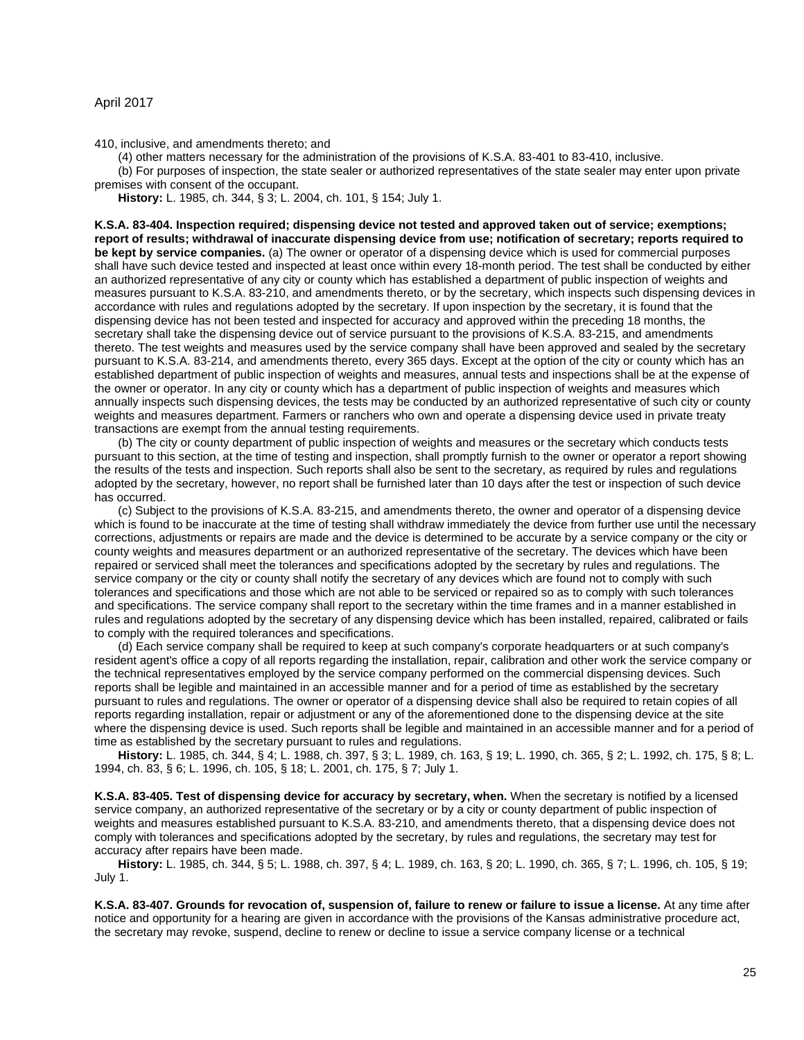410, inclusive, and amendments thereto; and

(4) other matters necessary for the administration of the provisions of K.S.A. 83-401 to 83-410, inclusive.

(b) For purposes of inspection, the state sealer or authorized representatives of the state sealer may enter upon private premises with consent of the occupant.

**History:** L. 1985, ch. 344, § 3; L. 2004, ch. 101, § 154; July 1.

**K.S.A. 83-404. Inspection required; dispensing device not tested and approved taken out of service; exemptions; report of results; withdrawal of inaccurate dispensing device from use; notification of secretary; reports required to be kept by service companies.** (a) The owner or operator of a dispensing device which is used for commercial purposes shall have such device tested and inspected at least once within every 18-month period. The test shall be conducted by either an authorized representative of any city or county which has established a department of public inspection of weights and measures pursuant to K.S.A. 83-210, and amendments thereto, or by the secretary, which inspects such dispensing devices in accordance with rules and regulations adopted by the secretary. If upon inspection by the secretary, it is found that the dispensing device has not been tested and inspected for accuracy and approved within the preceding 18 months, the secretary shall take the dispensing device out of service pursuant to the provisions of K.S.A. 83-215, and amendments thereto. The test weights and measures used by the service company shall have been approved and sealed by the secretary pursuant to K.S.A. 83-214, and amendments thereto, every 365 days. Except at the option of the city or county which has an established department of public inspection of weights and measures, annual tests and inspections shall be at the expense of the owner or operator. In any city or county which has a department of public inspection of weights and measures which annually inspects such dispensing devices, the tests may be conducted by an authorized representative of such city or county weights and measures department. Farmers or ranchers who own and operate a dispensing device used in private treaty transactions are exempt from the annual testing requirements.

(b) The city or county department of public inspection of weights and measures or the secretary which conducts tests pursuant to this section, at the time of testing and inspection, shall promptly furnish to the owner or operator a report showing the results of the tests and inspection. Such reports shall also be sent to the secretary, as required by rules and regulations adopted by the secretary, however, no report shall be furnished later than 10 days after the test or inspection of such device has occurred.

(c) Subject to the provisions of K.S.A. 83-215, and amendments thereto, the owner and operator of a dispensing device which is found to be inaccurate at the time of testing shall withdraw immediately the device from further use until the necessary corrections, adjustments or repairs are made and the device is determined to be accurate by a service company or the city or county weights and measures department or an authorized representative of the secretary. The devices which have been repaired or serviced shall meet the tolerances and specifications adopted by the secretary by rules and regulations. The service company or the city or county shall notify the secretary of any devices which are found not to comply with such tolerances and specifications and those which are not able to be serviced or repaired so as to comply with such tolerances and specifications. The service company shall report to the secretary within the time frames and in a manner established in rules and regulations adopted by the secretary of any dispensing device which has been installed, repaired, calibrated or fails to comply with the required tolerances and specifications.

(d) Each service company shall be required to keep at such company's corporate headquarters or at such company's resident agent's office a copy of all reports regarding the installation, repair, calibration and other work the service company or the technical representatives employed by the service company performed on the commercial dispensing devices. Such reports shall be legible and maintained in an accessible manner and for a period of time as established by the secretary pursuant to rules and regulations. The owner or operator of a dispensing device shall also be required to retain copies of all reports regarding installation, repair or adjustment or any of the aforementioned done to the dispensing device at the site where the dispensing device is used. Such reports shall be legible and maintained in an accessible manner and for a period of time as established by the secretary pursuant to rules and regulations.

**History:** L. 1985, ch. 344, § 4; L. 1988, ch. 397, § 3; L. 1989, ch. 163, § 19; L. 1990, ch. 365, § 2; L. 1992, ch. 175, § 8; L. 1994, ch. 83, § 6; L. 1996, ch. 105, § 18; L. 2001, ch. 175, § 7; July 1.

**K.S.A. 83-405. Test of dispensing device for accuracy by secretary, when.** When the secretary is notified by a licensed service company, an authorized representative of the secretary or by a city or county department of public inspection of weights and measures established pursuant to K.S.A. 83-210, and amendments thereto, that a dispensing device does not comply with tolerances and specifications adopted by the secretary, by rules and regulations, the secretary may test for accuracy after repairs have been made.

**History:** L. 1985, ch. 344, § 5; L. 1988, ch. 397, § 4; L. 1989, ch. 163, § 20; L. 1990, ch. 365, § 7; L. 1996, ch. 105, § 19; July 1.

**K.S.A. 83-407. Grounds for revocation of, suspension of, failure to renew or failure to issue a license.** At any time after notice and opportunity for a hearing are given in accordance with the provisions of the Kansas administrative procedure act, the secretary may revoke, suspend, decline to renew or decline to issue a service company license or a technical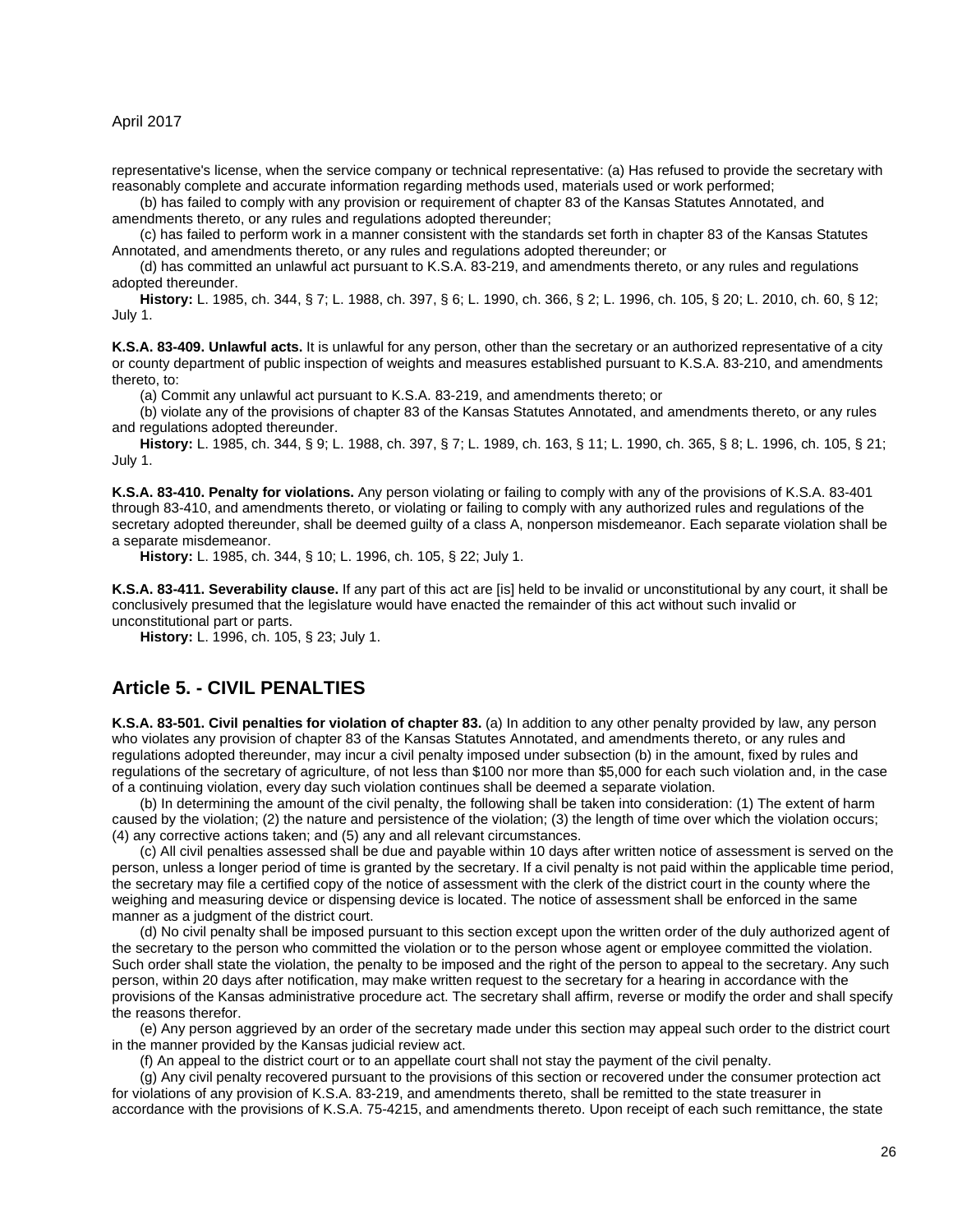representative's license, when the service company or technical representative: (a) Has refused to provide the secretary with reasonably complete and accurate information regarding methods used, materials used or work performed;

(b) has failed to comply with any provision or requirement of chapter 83 of the Kansas Statutes Annotated, and amendments thereto, or any rules and regulations adopted thereunder;

(c) has failed to perform work in a manner consistent with the standards set forth in chapter 83 of the Kansas Statutes Annotated, and amendments thereto, or any rules and regulations adopted thereunder; or

(d) has committed an unlawful act pursuant to K.S.A. 83-219, and amendments thereto, or any rules and regulations adopted thereunder.

**History:** L. 1985, ch. 344, § 7; L. 1988, ch. 397, § 6; L. 1990, ch. 366, § 2; L. 1996, ch. 105, § 20; L. 2010, ch. 60, § 12; July 1.

**K.S.A. 83-409. Unlawful acts.** It is unlawful for any person, other than the secretary or an authorized representative of a city or county department of public inspection of weights and measures established pursuant to K.S.A. 83-210, and amendments thereto, to:

(a) Commit any unlawful act pursuant to K.S.A. 83-219, and amendments thereto; or

(b) violate any of the provisions of chapter 83 of the Kansas Statutes Annotated, and amendments thereto, or any rules and regulations adopted thereunder.

**History:** L. 1985, ch. 344, § 9; L. 1988, ch. 397, § 7; L. 1989, ch. 163, § 11; L. 1990, ch. 365, § 8; L. 1996, ch. 105, § 21; July 1.

**K.S.A. 83-410. Penalty for violations.** Any person violating or failing to comply with any of the provisions of K.S.A. 83-401 through 83-410, and amendments thereto, or violating or failing to comply with any authorized rules and regulations of the secretary adopted thereunder, shall be deemed guilty of a class A, nonperson misdemeanor. Each separate violation shall be a separate misdemeanor.

**History:** L. 1985, ch. 344, § 10; L. 1996, ch. 105, § 22; July 1.

**K.S.A. 83-411. Severability clause.** If any part of this act are [is] held to be invalid or unconstitutional by any court, it shall be conclusively presumed that the legislature would have enacted the remainder of this act without such invalid or unconstitutional part or parts.

**History:** L. 1996, ch. 105, § 23; July 1.

## Article 5. - CIVIL PENALTIES

**K.S.A. 83-501. Civil penalties for violation of chapter 83.** (a) In addition to any other penalty provided by law, any person who violates any provision of chapter 83 of the Kansas Statutes Annotated, and amendments thereto, or any rules and regulations adopted thereunder, may incur a civil penalty imposed under subsection (b) in the amount, fixed by rules and regulations of the secretary of agriculture, of not less than $100 nor more than $5,000 for each such violation and, in the case of a continuing violation, every day such violation continues shall be deemed a separate violation.

(b) In determining the amount of the civil penalty, the following shall be taken into consideration: (1) The extent of harm caused by the violation; (2) the nature and persistence of the violation; (3) the length of time over which the violation occurs; (4) any corrective actions taken; and (5) any and all relevant circumstances.

(c) All civil penalties assessed shall be due and payable within 10 days after written notice of assessment is served on the person, unless a longer period of time is granted by the secretary. If a civil penalty is not paid within the applicable time period, the secretary may file a certified copy of the notice of assessment with the clerk of the district court in the county where the weighing and measuring device or dispensing device is located. The notice of assessment shall be enforced in the same manner as a judgment of the district court.

(d) No civil penalty shall be imposed pursuant to this section except upon the written order of the duly authorized agent of the secretary to the person who committed the violation or to the person whose agent or employee committed the violation. Such order shall state the violation, the penalty to be imposed and the right of the person to appeal to the secretary. Any such person, within 20 days after notification, may make written request to the secretary for a hearing in accordance with the provisions of the Kansas administrative procedure act. The secretary shall affirm, reverse or modify the order and shall specify the reasons therefor.

(e) Any person aggrieved by an order of the secretary made under this section may appeal such order to the district court in the manner provided by the Kansas judicial review act.

(f) An appeal to the district court or to an appellate court shall not stay the payment of the civil penalty.

(g) Any civil penalty recovered pursuant to the provisions of this section or recovered under the consumer protection act for violations of any provision of K.S.A. 83-219, and amendments thereto, shall be remitted to the state treasurer in accordance with the provisions of K.S.A. 75-4215, and amendments thereto. Upon receipt of each such remittance, the state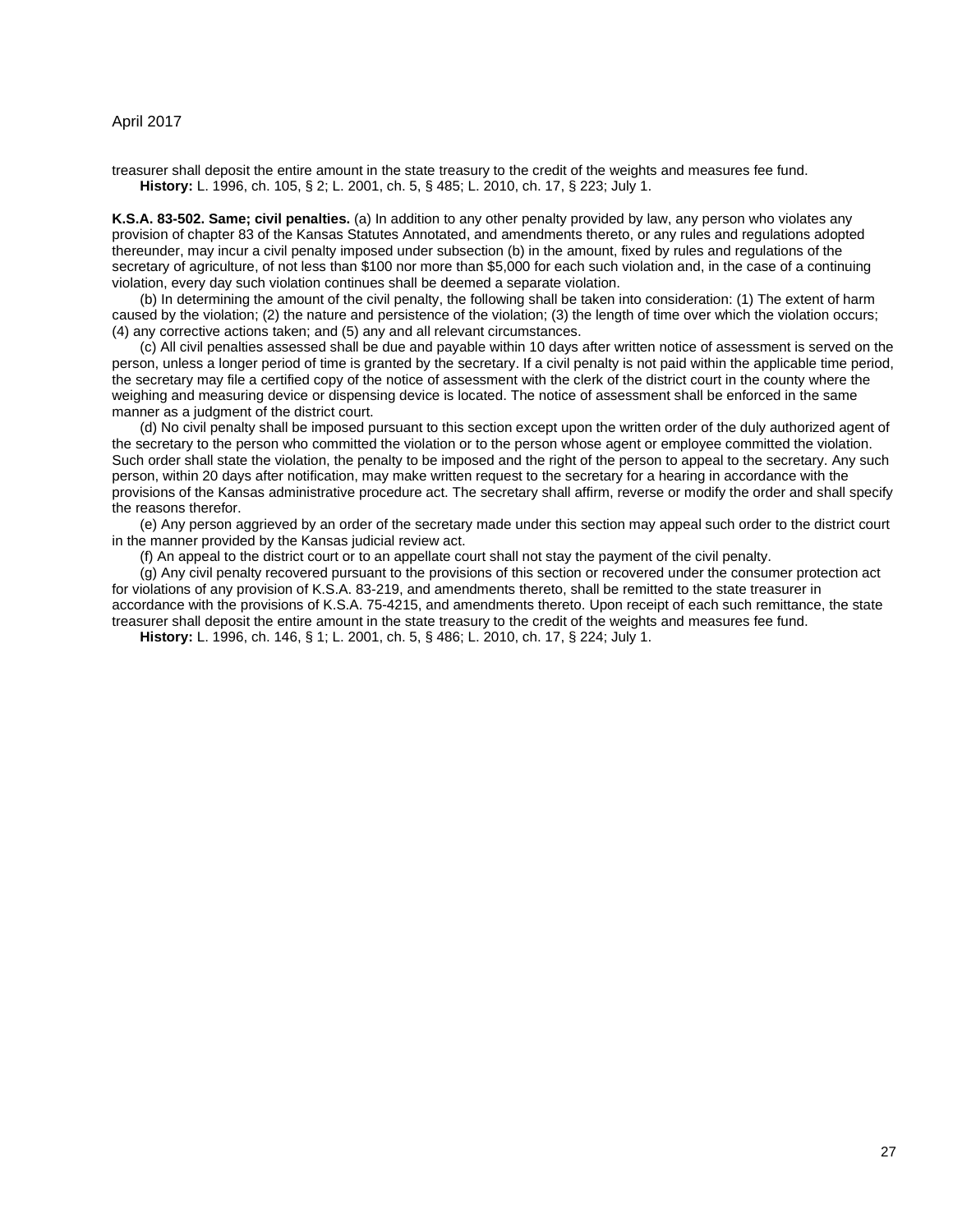treasurer shall deposit the entire amount in the state treasury to the credit of the weights and measures fee fund.

**History:** L. 1996, ch. 105, § 2; L. 2001, ch. 5, § 485; L. 2010, ch. 17, § 223; July 1.

**K.S.A. 83-502. Same; civil penalties.** (a) In addition to any other penalty provided by law, any person who violates any provision of chapter 83 of the Kansas Statutes Annotated, and amendments thereto, or any rules and regulations adopted thereunder, may incur a civil penalty imposed under subsection (b) in the amount, fixed by rules and regulations of the secretary of agriculture, of not less than $100 nor more than $5,000 for each such violation and, in the case of a continuing violation, every day such violation continues shall be deemed a separate violation.

(b) In determining the amount of the civil penalty, the following shall be taken into consideration: (1) The extent of harm caused by the violation; (2) the nature and persistence of the violation; (3) the length of time over which the violation occurs; (4) any corrective actions taken; and (5) any and all relevant circumstances.

(c) All civil penalties assessed shall be due and payable within 10 days after written notice of assessment is served on the person, unless a longer period of time is granted by the secretary. If a civil penalty is not paid within the applicable time period, the secretary may file a certified copy of the notice of assessment with the clerk of the district court in the county where the weighing and measuring device or dispensing device is located. The notice of assessment shall be enforced in the same manner as a judgment of the district court.

(d) No civil penalty shall be imposed pursuant to this section except upon the written order of the duly authorized agent of the secretary to the person who committed the violation or to the person whose agent or employee committed the violation. Such order shall state the violation, the penalty to be imposed and the right of the person to appeal to the secretary. Any such person, within 20 days after notification, may make written request to the secretary for a hearing in accordance with the provisions of the Kansas administrative procedure act. The secretary shall affirm, reverse or modify the order and shall specify the reasons therefor.

(e) Any person aggrieved by an order of the secretary made under this section may appeal such order to the district court in the manner provided by the Kansas judicial review act.

(f) An appeal to the district court or to an appellate court shall not stay the payment of the civil penalty.

(g) Any civil penalty recovered pursuant to the provisions of this section or recovered under the consumer protection act for violations of any provision of K.S.A. 83-219, and amendments thereto, shall be remitted to the state treasurer in accordance with the provisions of K.S.A. 75-4215, and amendments thereto. Upon receipt of each such remittance, the state treasurer shall deposit the entire amount in the state treasury to the credit of the weights and measures fee fund.

**History:** L. 1996, ch. 146, § 1; L. 2001, ch. 5, § 486; L. 2010, ch. 17, § 224; July 1.